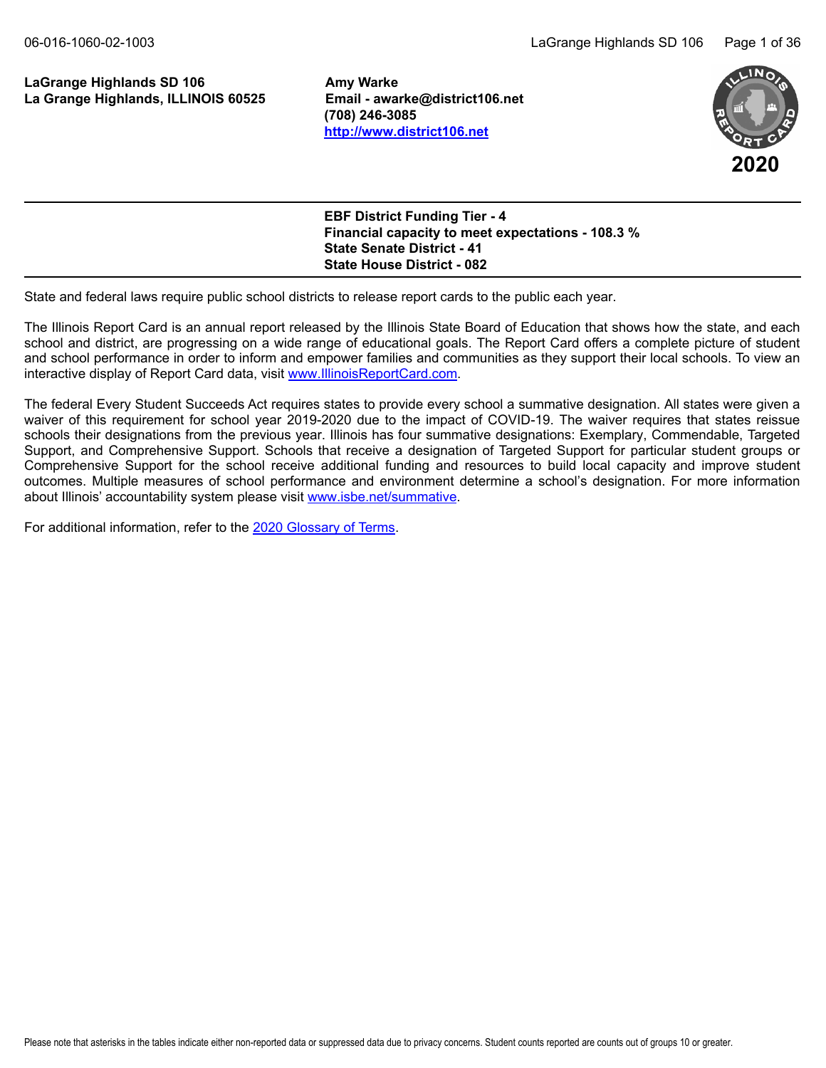**LaGrange Highlands SD 106**
**La Grange Highlands, ILLINOIS 60525**

**Amy Warke**
**Email - awarke@district106.net**
**(708) 246-3085**
**http://www.district106.net**

**2020**

**EBF District Funding Tier - 4**
**Financial capacity to meet expectations - 108.3 %**
**State Senate District - 41**
**State House District - 082**

State and federal laws require public school districts to release report cards to the public each year.

The Illinois Report Card is an annual report released by the Illinois State Board of Education that shows how the state, and each school and district, are progressing on a wide range of educational goals. The Report Card offers a complete picture of student and school performance in order to inform and empower families and communities as they support their local schools. To view an interactive display of Report Card data, visit www.IllinoisReportCard.com.

The federal Every Student Succeeds Act requires states to provide every school a summative designation. All states were given a waiver of this requirement for school year 2019-2020 due to the impact of COVID-19. The waiver requires that states reissue schools their designations from the previous year. Illinois has four summative designations: Exemplary, Commendable, Targeted Support, and Comprehensive Support. Schools that receive a designation of Targeted Support for particular student groups or Comprehensive Support for the school receive additional funding and resources to build local capacity and improve student outcomes. Multiple measures of school performance and environment determine a school's designation. For more information about Illinois' accountability system please visit www.isbe.net/summative.

For additional information, refer to the 2020 Glossary of Terms.

Please note that asterisks in the tables indicate either non-reported data or suppressed data due to privacy concerns. Student counts reported are counts out of groups 10 or greater.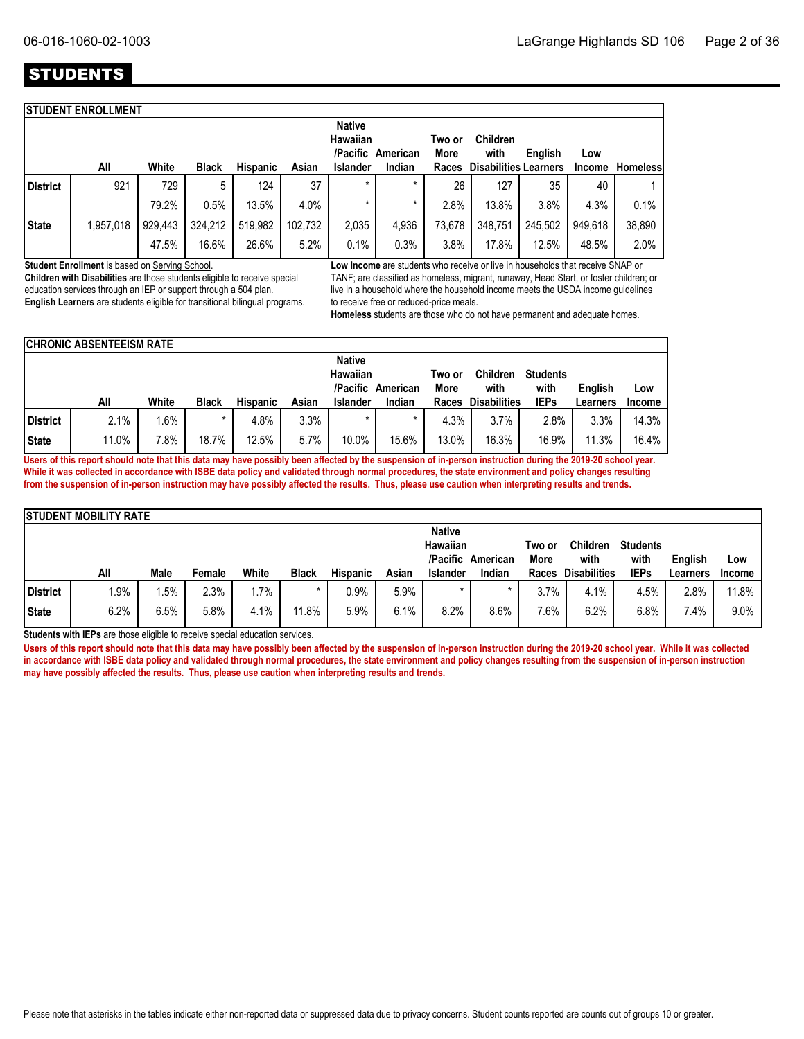# STUDENTS

## STUDENT ENROLLMENT

| | All | White | Black | Hispanic | Asian | Native Hawaiian /Pacific Islander | American Indian | Two or More Races | Children with Disabilities | English Learners | Low Income | Homeless |
|---|---|---|---|---|---|---|---|---|---|---|---|---|
| District | 921 | 729 | 5 | 124 | 37 | * | * | 26 | 127 | 35 | 40 | 1 |
| | | 79.2% | 0.5% | 13.5% | 4.0% | * | * | 2.8% | 13.8% | 3.8% | 4.3% | 0.1% |
| State | 1,957,018 | 929,443 | 324,212 | 519,982 | 102,732 | 2,035 | 4,936 | 73,678 | 348,751 | 245,502 | 949,618 | 38,890 |
| | | 47.5% | 16.6% | 26.6% | 5.2% | 0.1% | 0.3% | 3.8% | 17.8% | 12.5% | 48.5% | 2.0% |

**Student Enrollment** is based on Serving School.
**Children with Disabilities** are those students eligible to receive special education services through an IEP or support through a 504 plan.
**English Learners** are students eligible for transitional bilingual programs.

**Low Income** are students who receive or live in households that receive SNAP or TANF; are classified as homeless, migrant, runaway, Head Start, or foster children; or live in a household where the household income meets the USDA income guidelines to receive free or reduced-price meals.
**Homeless** students are those who do not have permanent and adequate homes.

## CHRONIC ABSENTEEISM RATE

| | All | White | Black | Hispanic | Asian | Native Hawaiian /Pacific Islander | American Indian | Two or More Races | Children with Disabilities | Students with IEPs | English Learners | Low Income |
|---|---|---|---|---|---|---|---|---|---|---|---|---|
| District | 2.1% | 1.6% | * | 4.8% | 3.3% | * | * | 4.3% | 3.7% | 2.8% | 3.3% | 14.3% |
| State | 11.0% | 7.8% | 18.7% | 12.5% | 5.7% | 10.0% | 15.6% | 13.0% | 16.3% | 16.9% | 11.3% | 16.4% |

**Users of this report should note that this data may have possibly been affected by the suspension of in-person instruction during the 2019-20 school year. While it was collected in accordance with ISBE data policy and validated through normal procedures, the state environment and policy changes resulting from the suspension of in-person instruction may have possibly affected the results. Thus, please use caution when interpreting results and trends.**

## STUDENT MOBILITY RATE

| | All | Male | Female | White | Black | Hispanic | Asian | Native Hawaiian /Pacific Islander | American Indian | Two or More Races | Children with Disabilities | Students with IEPs | English Learners | Low Income |
|---|---|---|---|---|---|---|---|---|---|---|---|---|---|---|
| District | 1.9% | 1.5% | 2.3% | 1.7% | * | 0.9% | 5.9% | * | * | 3.7% | 4.1% | 4.5% | 2.8% | 11.8% |
| State | 6.2% | 6.5% | 5.8% | 4.1% | 11.8% | 5.9% | 6.1% | 8.2% | 8.6% | 7.6% | 6.2% | 6.8% | 7.4% | 9.0% |

**Students with IEPs** are those eligible to receive special education services.

**Users of this report should note that this data may have possibly been affected by the suspension of in-person instruction during the 2019-20 school year. While it was collected in accordance with ISBE data policy and validated through normal procedures, the state environment and policy changes resulting from the suspension of in-person instruction may have possibly affected the results. Thus, please use caution when interpreting results and trends.**

Please note that asterisks in the tables indicate either non-reported data or suppressed data due to privacy concerns. Student counts reported are counts out of groups 10 or greater.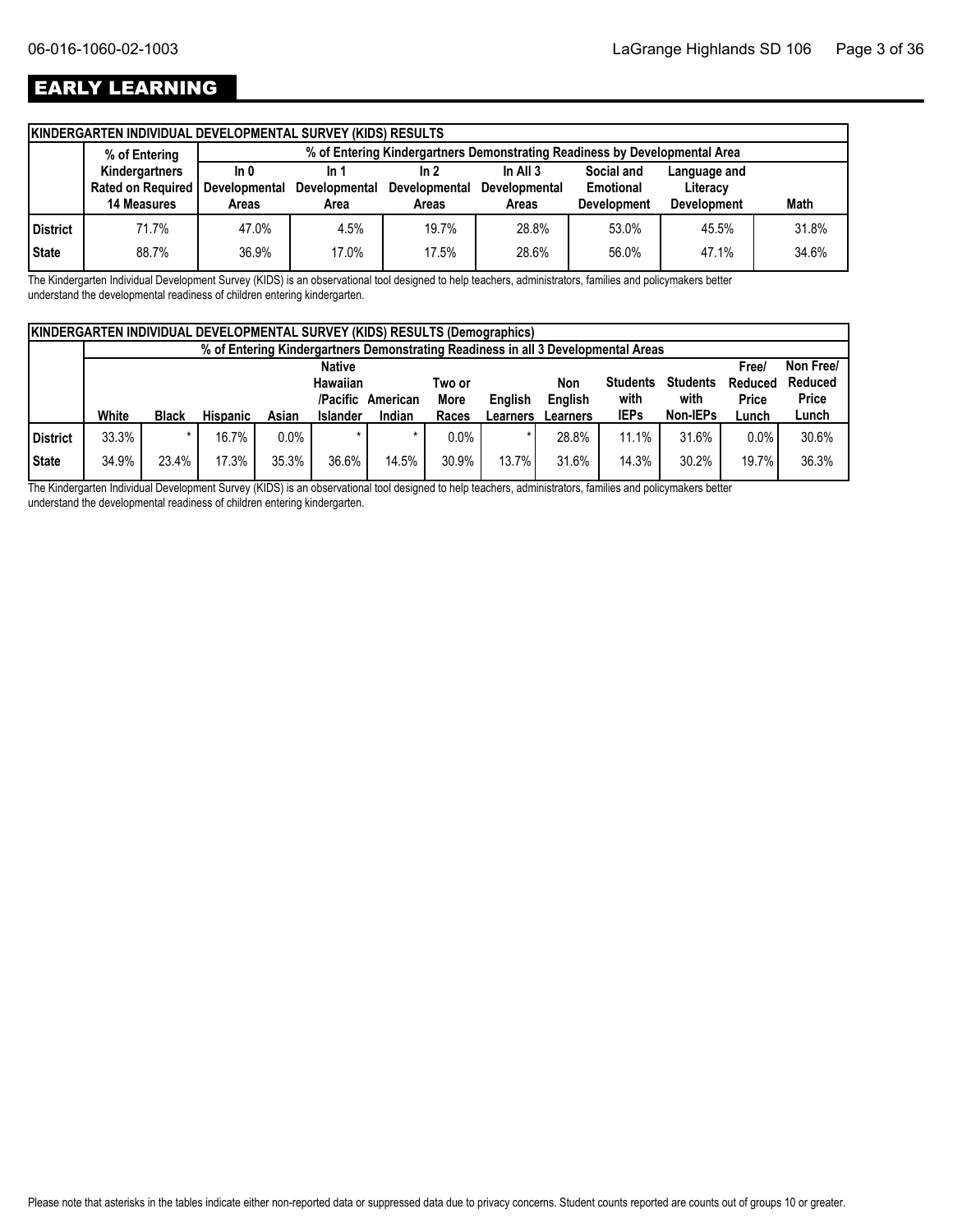# EARLY LEARNING

| KINDERGARTEN INDIVIDUAL DEVELOPMENTAL SURVEY (KIDS) RESULTS | | | | | | | | |
|---|---|---|---|---|---|---|---|---|
| | % of Entering Kindergartners Rated on Required 14 Measures | % of Entering Kindergartners Demonstrating Readiness by Developmental Area | | | | | | |
| | | In 0 Developmental Areas | In 1 Developmental Area | In 2 Developmental Areas | In All 3 Developmental Areas | Social and Emotional Development | Language and Literacy Development | Math |
| District | 71.7% | 47.0% | 4.5% | 19.7% | 28.8% | 53.0% | 45.5% | 31.8% |
| State | 88.7% | 36.9% | 17.0% | 17.5% | 28.6% | 56.0% | 47.1% | 34.6% |

The Kindergarten Individual Development Survey (KIDS) is an observational tool designed to help teachers, administrators, families and policymakers better understand the developmental readiness of children entering kindergarten.

| KINDERGARTEN INDIVIDUAL DEVELOPMENTAL SURVEY (KIDS) RESULTS (Demographics) | | | | | | | | | | | | | | |
|---|---|---|---|---|---|---|---|---|---|---|---|---|---|---|
| | % of Entering Kindergartners Demonstrating Readiness in all 3 Developmental Areas | | | | | | | | | | | | | |
| | White | Black | Hispanic | Asian | Native Hawaiian /Pacific Islander | American Indian | Two or More Races | English Learners | Non English Learners | Students with IEPs | Students with Non-IEPs | Free/ Reduced Price Lunch | Non Free/ Reduced Price Lunch |
| District | 33.3% | * | 16.7% | 0.0% | * | * | 0.0% | * | 28.8% | 11.1% | 31.6% | 0.0% | 30.6% |
| State | 34.9% | 23.4% | 17.3% | 35.3% | 36.6% | 14.5% | 30.9% | 13.7% | 31.6% | 14.3% | 30.2% | 19.7% | 36.3% |

The Kindergarten Individual Development Survey (KIDS) is an observational tool designed to help teachers, administrators, families and policymakers better understand the developmental readiness of children entering kindergarten.

Please note that asterisks in the tables indicate either non-reported data or suppressed data due to privacy concerns. Student counts reported are counts out of groups 10 or greater.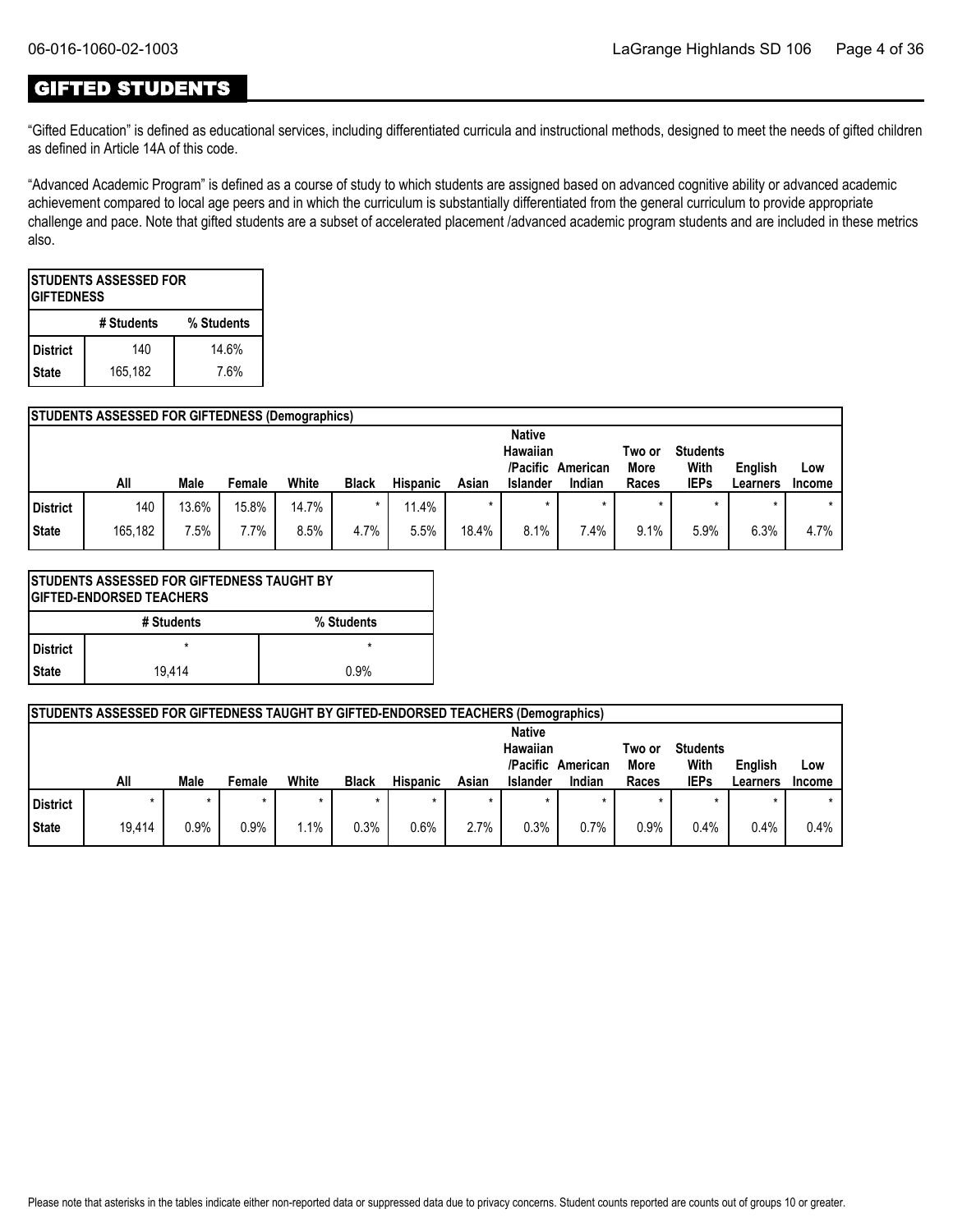## GIFTED STUDENTS

"Gifted Education" is defined as educational services, including differentiated curricula and instructional methods, designed to meet the needs of gifted children as defined in Article 14A of this code.

"Advanced Academic Program" is defined as a course of study to which students are assigned based on advanced cognitive ability or advanced academic achievement compared to local age peers and in which the curriculum is substantially differentiated from the general curriculum to provide appropriate challenge and pace. Note that gifted students are a subset of accelerated placement /advanced academic program students and are included in these metrics also.

| STUDENTS ASSESSED FOR GIFTEDNESS | | |
|---|---|---|
| | # Students | % Students |
| District | 140 | 14.6% |
| State | 165,182 | 7.6% |

| STUDENTS ASSESSED FOR GIFTEDNESS (Demographics) | | | | | | | | | | | | | |
|---|---|---|---|---|---|---|---|---|---|---|---|---|---|
| | All | Male | Female | White | Black | Hispanic | Asian | Native Hawaiian /Pacific Islander | American Indian | Two or More Races | Students With IEPs | English Learners | Low Income |
| District | 140 | 13.6% | 15.8% | 14.7% | * | 11.4% | * | * | * | * | * | * | * |
| State | 165,182 | 7.5% | 7.7% | 8.5% | 4.7% | 5.5% | 18.4% | 8.1% | 7.4% | 9.1% | 5.9% | 6.3% | 4.7% |

| STUDENTS ASSESSED FOR GIFTEDNESS TAUGHT BY GIFTED-ENDORSED TEACHERS | | |
|---|---|---|
| | # Students | % Students |
| District | * | * |
| State | 19,414 | 0.9% |

| STUDENTS ASSESSED FOR GIFTEDNESS TAUGHT BY GIFTED-ENDORSED TEACHERS (Demographics) | | | | | | | | | | | | | |
|---|---|---|---|---|---|---|---|---|---|---|---|---|---|
| | All | Male | Female | White | Black | Hispanic | Asian | Native Hawaiian /Pacific Islander | American Indian | Two or More Races | Students With IEPs | English Learners | Low Income |
| District | * | * | * | * | * | * | * | * | * | * | * | * | * |
| State | 19,414 | 0.9% | 0.9% | 1.1% | 0.3% | 0.6% | 2.7% | 0.3% | 0.7% | 0.9% | 0.4% | 0.4% | 0.4% |

Please note that asterisks in the tables indicate either non-reported data or suppressed data due to privacy concerns. Student counts reported are counts out of groups 10 or greater.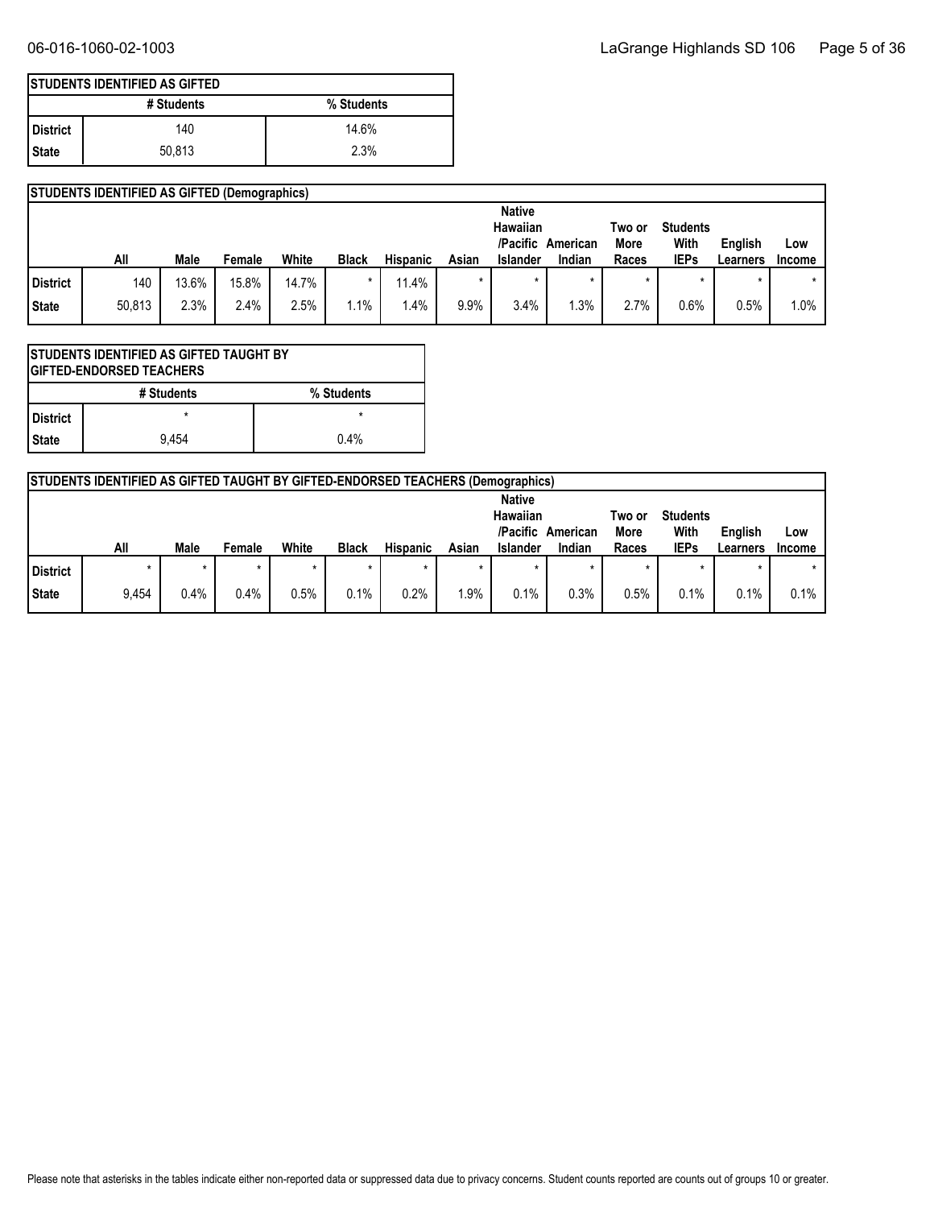| STUDENTS IDENTIFIED AS GIFTED | | |
|---|---|---|
| | # Students | % Students |
| District | 140 | 14.6% |
| State | 50,813 | 2.3% |

| STUDENTS IDENTIFIED AS GIFTED (Demographics) | | | | | | | | | | | | | |
|---|---|---|---|---|---|---|---|---|---|---|---|---|---|
| | All | Male | Female | White | Black | Hispanic | Asian | Native Hawaiian /Pacific Islander | American Indian | Two or More Races | Students With IEPs | English Learners | Low Income |
| District | 140 | 13.6% | 15.8% | 14.7% | * | 11.4% | * | * | * | * | * | * | * |
| State | 50,813 | 2.3% | 2.4% | 2.5% | 1.1% | 1.4% | 9.9% | 3.4% | 1.3% | 2.7% | 0.6% | 0.5% | 1.0% |

| STUDENTS IDENTIFIED AS GIFTED TAUGHT BY GIFTED-ENDORSED TEACHERS | | |
|---|---|---|
| | # Students | % Students |
| District | * | * |
| State | 9,454 | 0.4% |

| STUDENTS IDENTIFIED AS GIFTED TAUGHT BY GIFTED-ENDORSED TEACHERS (Demographics) | | | | | | | | | | | | | |
|---|---|---|---|---|---|---|---|---|---|---|---|---|---|
| | All | Male | Female | White | Black | Hispanic | Asian | Native Hawaiian /Pacific Islander | American Indian | Two or More Races | Students With IEPs | English Learners | Low Income |
| District | * | * | * | * | * | * | * | * | * | * | * | * | * |
| State | 9,454 | 0.4% | 0.4% | 0.5% | 0.1% | 0.2% | 1.9% | 0.1% | 0.3% | 0.5% | 0.1% | 0.1% | 0.1% |

Please note that asterisks in the tables indicate either non-reported data or suppressed data due to privacy concerns. Student counts reported are counts out of groups 10 or greater.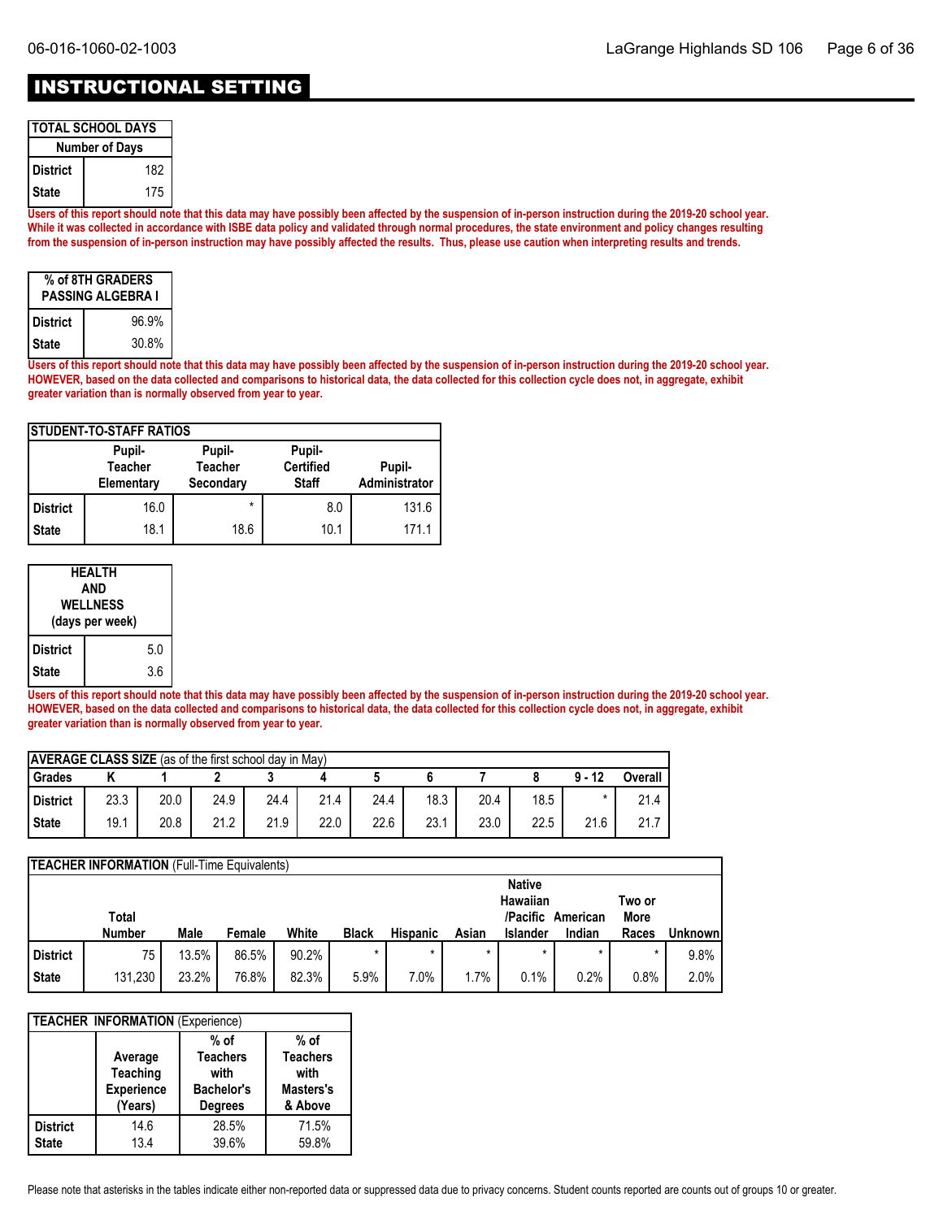# INSTRUCTIONAL SETTING

| TOTAL SCHOOL DAYS | |
|---|---|
| | Number of Days |
| District | 182 |
| State | 175 |

**Users of this report should note that this data may have possibly been affected by the suspension of in-person instruction during the 2019-20 school year. While it was collected in accordance with ISBE data policy and validated through normal procedures, the state environment and policy changes resulting from the suspension of in-person instruction may have possibly affected the results. Thus, please use caution when interpreting results and trends.**

| % of 8TH GRADERS PASSING ALGEBRA I | |
|---|---|
| District | 96.9% |
| State | 30.8% |

**Users of this report should note that this data may have possibly been affected by the suspension of in-person instruction during the 2019-20 school year. HOWEVER, based on the data collected and comparisons to historical data, the data collected for this collection cycle does not, in aggregate, exhibit greater variation than is normally observed from year to year.**

| STUDENT-TO-STAFF RATIOS | | | | |
|---|---|---|---|---|
| | Pupil-Teacher Elementary | Pupil-Teacher Secondary | Pupil-Certified Staff | Pupil-Administrator |
| District | 16.0 | * | 8.0 | 131.6 |
| State | 18.1 | 18.6 | 10.1 | 171.1 |

| HEALTH AND WELLNESS (days per week) | |
|---|---|
| District | 5.0 |
| State | 3.6 |

**Users of this report should note that this data may have possibly been affected by the suspension of in-person instruction during the 2019-20 school year. HOWEVER, based on the data collected and comparisons to historical data, the data collected for this collection cycle does not, in aggregate, exhibit greater variation than is normally observed from year to year.**

| AVERAGE CLASS SIZE (as of the first school day in May) | | | | | | | | | | | |
|---|---|---|---|---|---|---|---|---|---|---|---|
| Grades | K | 1 | 2 | 3 | 4 | 5 | 6 | 7 | 8 | 9 - 12 | Overall |
| District | 23.3 | 20.0 | 24.9 | 24.4 | 21.4 | 24.4 | 18.3 | 20.4 | 18.5 | * | 21.4 |
| State | 19.1 | 20.8 | 21.2 | 21.9 | 22.0 | 22.6 | 23.1 | 23.0 | 22.5 | 21.6 | 21.7 |

| TEACHER INFORMATION (Full-Time Equivalents) | | | | | | | | | | | |
|---|---|---|---|---|---|---|---|---|---|---|---|
| | Total Number | Male | Female | White | Black | Hispanic | Asian | Native Hawaiian /Pacific Islander | American Indian | Two or More Races | Unknown |
| District | 75 | 13.5% | 86.5% | 90.2% | * | * | * | * | * | * | 9.8% |
| State | 131,230 | 23.2% | 76.8% | 82.3% | 5.9% | 7.0% | 1.7% | 0.1% | 0.2% | 0.8% | 2.0% |

| TEACHER INFORMATION (Experience) | | | |
|---|---|---|---|
| | Average Teaching Experience (Years) | % of Teachers with Bachelor's Degrees | % of Teachers with Masters's & Above |
| District | 14.6 | 28.5% | 71.5% |
| State | 13.4 | 39.6% | 59.8% |

Please note that asterisks in the tables indicate either non-reported data or suppressed data due to privacy concerns. Student counts reported are counts out of groups 10 or greater.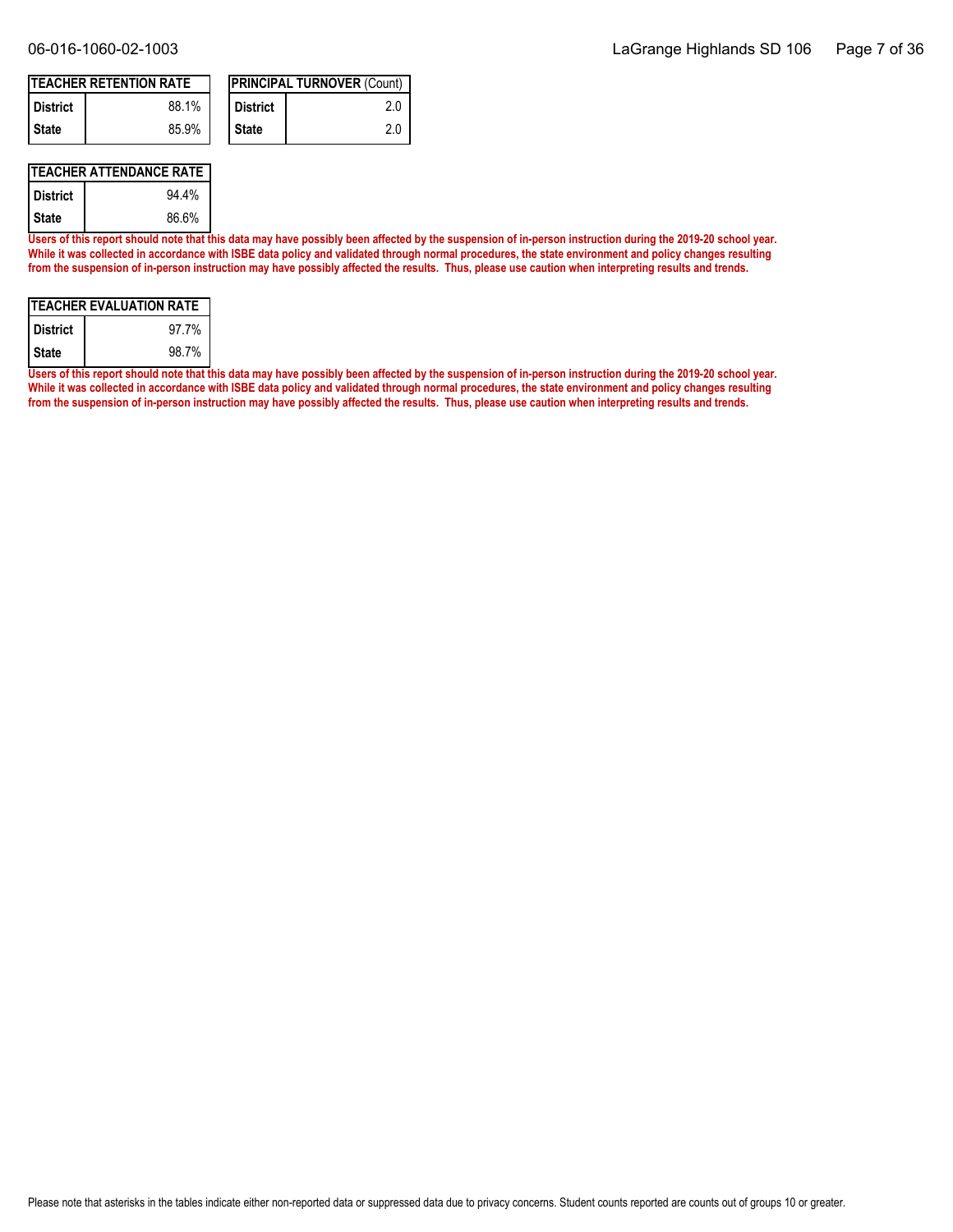| TEACHER RETENTION RATE | |
|---|---|
| District | 88.1% |
| State | 85.9% |

| PRINCIPAL TURNOVER (Count) | |
|---|---|
| District | 2.0 |
| State | 2.0 |

| TEACHER ATTENDANCE RATE | |
|---|---|
| District | 94.4% |
| State | 86.6% |

**Users of this report should note that this data may have possibly been affected by the suspension of in-person instruction during the 2019-20 school year. While it was collected in accordance with ISBE data policy and validated through normal procedures, the state environment and policy changes resulting from the suspension of in-person instruction may have possibly affected the results. Thus, please use caution when interpreting results and trends.**

| TEACHER EVALUATION RATE | |
|---|---|
| District | 97.7% |
| State | 98.7% |

**Users of this report should note that this data may have possibly been affected by the suspension of in-person instruction during the 2019-20 school year. While it was collected in accordance with ISBE data policy and validated through normal procedures, the state environment and policy changes resulting from the suspension of in-person instruction may have possibly affected the results. Thus, please use caution when interpreting results and trends.**

Please note that asterisks in the tables indicate either non-reported data or suppressed data due to privacy concerns. Student counts reported are counts out of groups 10 or greater.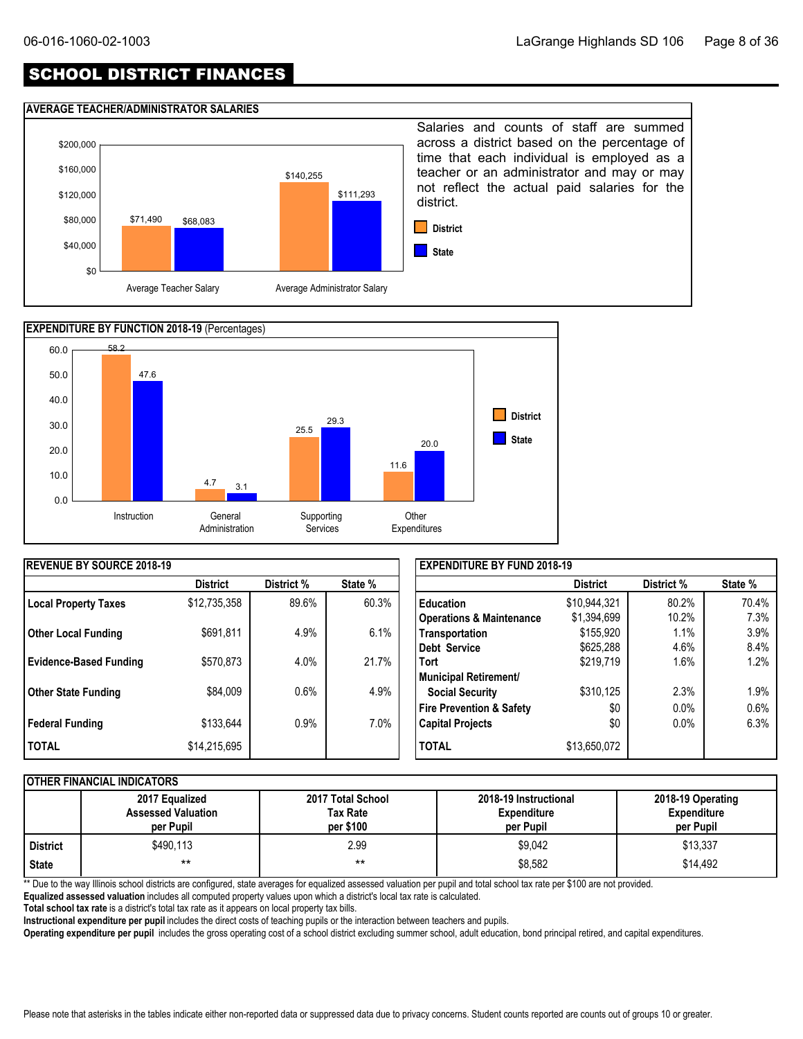# SCHOOL DISTRICT FINANCES

## AVERAGE TEACHER/ADMINISTRATOR SALARIES

| | District | State |
|---|---|---|
| Average Teacher Salary | $71,490 | $68,083 |
| Average Administrator Salary | $140,255 | $111,293 |

Salaries and counts of staff are summed across a district based on the percentage of time that each individual is employed as a teacher or an administrator and may or may not reflect the actual paid salaries for the district.

## EXPENDITURE BY FUNCTION 2018-19 (Percentages)

| | District | State |
|---|---|---|
| Instruction | 58.2 | 47.6 |
| General Administration | 4.7 | 3.1 |
| Supporting Services | 25.5 | 29.3 |
| Other Expenditures | 11.6 | 20.0 |

## REVENUE BY SOURCE 2018-19

| | District | District % | State % |
|---|---|---|---|
| **Local Property Taxes** | $12,735,358 | 89.6% | 60.3% |
| **Other Local Funding** | $691,811 | 4.9% | 6.1% |
| **Evidence-Based Funding** | $570,873 | 4.0% | 21.7% |
| **Other State Funding** | $84,009 | 0.6% | 4.9% |
| **Federal Funding** | $133,644 | 0.9% | 7.0% |
| **TOTAL** | $14,215,695 | | |

## EXPENDITURE BY FUND 2018-19

| | District | District % | State % |
|---|---|---|---|
| **Education** | $10,944,321 | 80.2% | 70.4% |
| **Operations & Maintenance** | $1,394,699 | 10.2% | 7.3% |
| **Transportation** | $155,920 | 1.1% | 3.9% |
| **Debt Service** | $625,288 | 4.6% | 8.4% |
| **Tort** | $219,719 | 1.6% | 1.2% |
| **Municipal Retirement/ Social Security** | $310,125 | 2.3% | 1.9% |
| **Fire Prevention & Safety** | $0 | 0.0% | 0.6% |
| **Capital Projects** | $0 | 0.0% | 6.3% |
| **TOTAL** | $13,650,072 | | |

## OTHER FINANCIAL INDICATORS

| | 2017 Equalized Assessed Valuation per Pupil | 2017 Total School Tax Rate per $100 | 2018-19 Instructional Expenditure per Pupil | 2018-19 Operating Expenditure per Pupil |
|---|---|---|---|---|
| **District** | $490,113 | 2.99 | $9,042 | $13,337 |
| **State** | ** | ** | $8,582 | $14,492 |

** Due to the way Illinois school districts are configured, state averages for equalized assessed valuation per pupil and total school tax rate per $100 are not provided.

**Equalized assessed valuation** includes all computed property values upon which a district's local tax rate is calculated.

**Total school tax rate** is a district's total tax rate as it appears on local property tax bills.

**Instructional expenditure per pupil** includes the direct costs of teaching pupils or the interaction between teachers and pupils.

**Operating expenditure per pupil** includes the gross operating cost of a school district excluding summer school, adult education, bond principal retired, and capital expenditures.

Please note that asterisks in the tables indicate either non-reported data or suppressed data due to privacy concerns. Student counts reported are counts out of groups 10 or greater.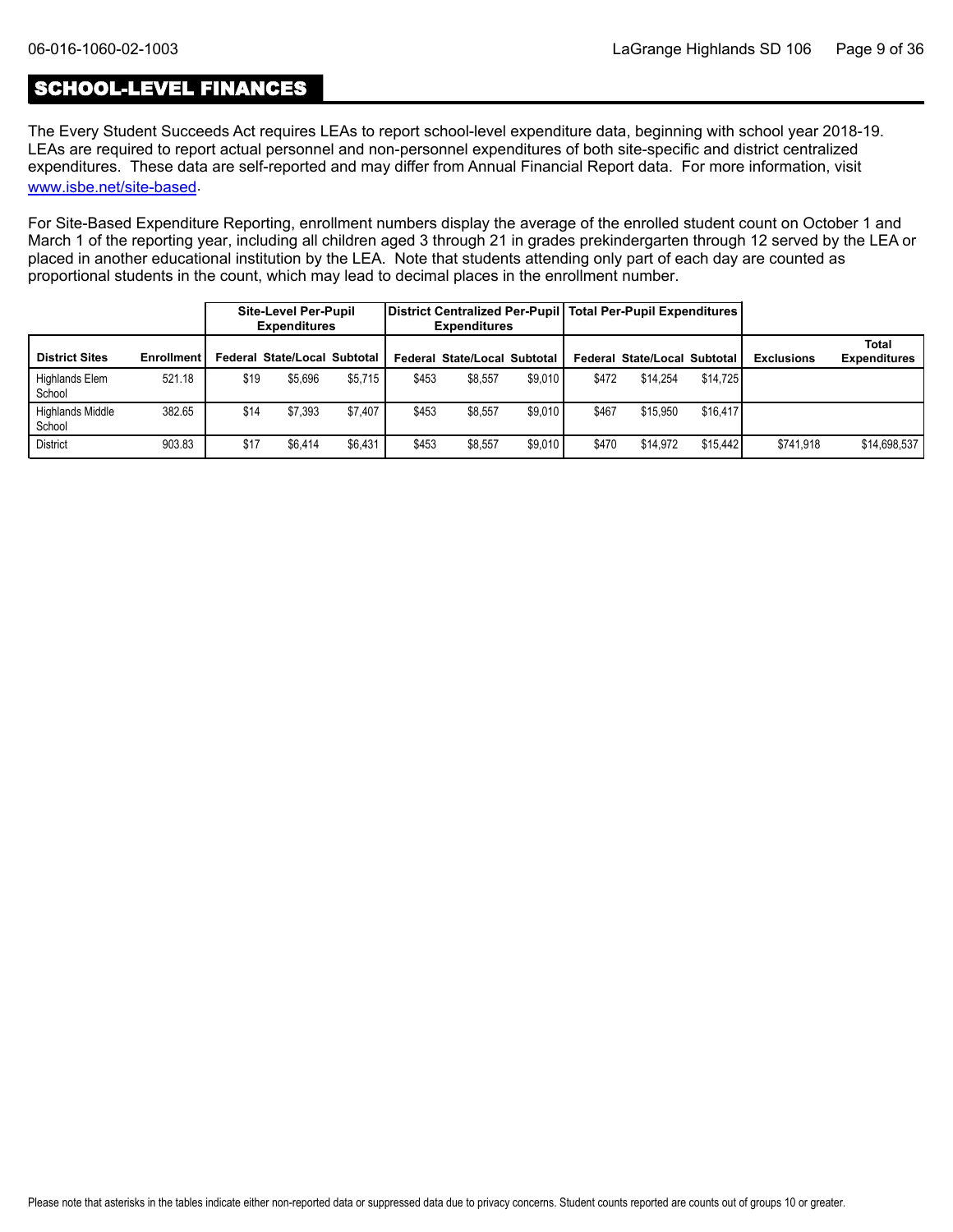## SCHOOL-LEVEL FINANCES

The Every Student Succeeds Act requires LEAs to report school-level expenditure data, beginning with school year 2018-19. LEAs are required to report actual personnel and non-personnel expenditures of both site-specific and district centralized expenditures. These data are self-reported and may differ from Annual Financial Report data. For more information, visit www.isbe.net/site-based.

For Site-Based Expenditure Reporting, enrollment numbers display the average of the enrolled student count on October 1 and March 1 of the reporting year, including all children aged 3 through 21 in grades prekindergarten through 12 served by the LEA or placed in another educational institution by the LEA. Note that students attending only part of each day are counted as proportional students in the count, which may lead to decimal places in the enrollment number.

| | | Site-Level Per-Pupil Expenditures | | | District Centralized Per-Pupil Expenditures | | | Total Per-Pupil Expenditures | | | | |
|---|---|---|---|---|---|---|---|---|---|---|---|---|
| **District Sites** | **Enrollment** | **Federal** | **State/Local** | **Subtotal** | **Federal** | **State/Local** | **Subtotal** | **Federal** | **State/Local** | **Subtotal** | **Exclusions** | **Total Expenditures** |
| Highlands Elem School | 521.18 | $19 | $5,696 | $5,715 | $453 | $8,557 | $9,010 | $472 | $14,254 | $14,725 | | |
| Highlands Middle School | 382.65 | $14 | $7,393 | $7,407 | $453 | $8,557 | $9,010 | $467 | $15,950 | $16,417 | | |
| District | 903.83 | $17 | $6,414 | $6,431 | $453 | $8,557 | $9,010 | $470 | $14,972 | $15,442 | $741,918 | $14,698,537 |

Please note that asterisks in the tables indicate either non-reported data or suppressed data due to privacy concerns. Student counts reported are counts out of groups 10 or greater.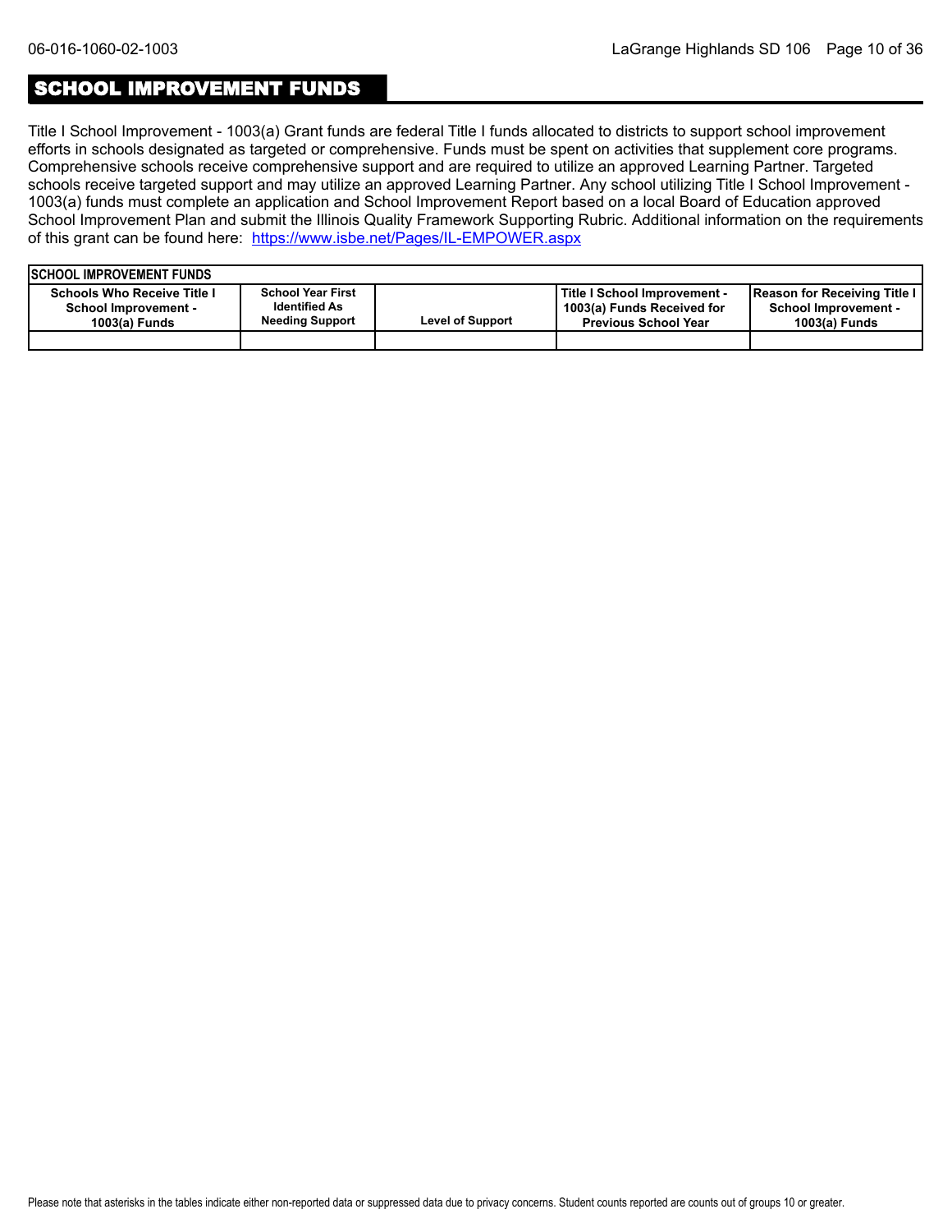## SCHOOL IMPROVEMENT FUNDS

Title I School Improvement - 1003(a) Grant funds are federal Title I funds allocated to districts to support school improvement efforts in schools designated as targeted or comprehensive. Funds must be spent on activities that supplement core programs. Comprehensive schools receive comprehensive support and are required to utilize an approved Learning Partner. Targeted schools receive targeted support and may utilize an approved Learning Partner. Any school utilizing Title I School Improvement - 1003(a) funds must complete an application and School Improvement Report based on a local Board of Education approved School Improvement Plan and submit the Illinois Quality Framework Supporting Rubric. Additional information on the requirements of this grant can be found here: [https://www.isbe.net/Pages/IL-EMPOWER.aspx](https://www.isbe.net/Pages/IL-EMPOWER.aspx)

| SCHOOL IMPROVEMENT FUNDS | | | | |
|---|---|---|---|---|
| Schools Who Receive Title I School Improvement - 1003(a) Funds | School Year First Identified As Needing Support | Level of Support | Title I School Improvement - 1003(a) Funds Received for Previous School Year | Reason for Receiving Title I School Improvement - 1003(a) Funds |
| | | | | |

Please note that asterisks in the tables indicate either non-reported data or suppressed data due to privacy concerns. Student counts reported are counts out of groups 10 or greater.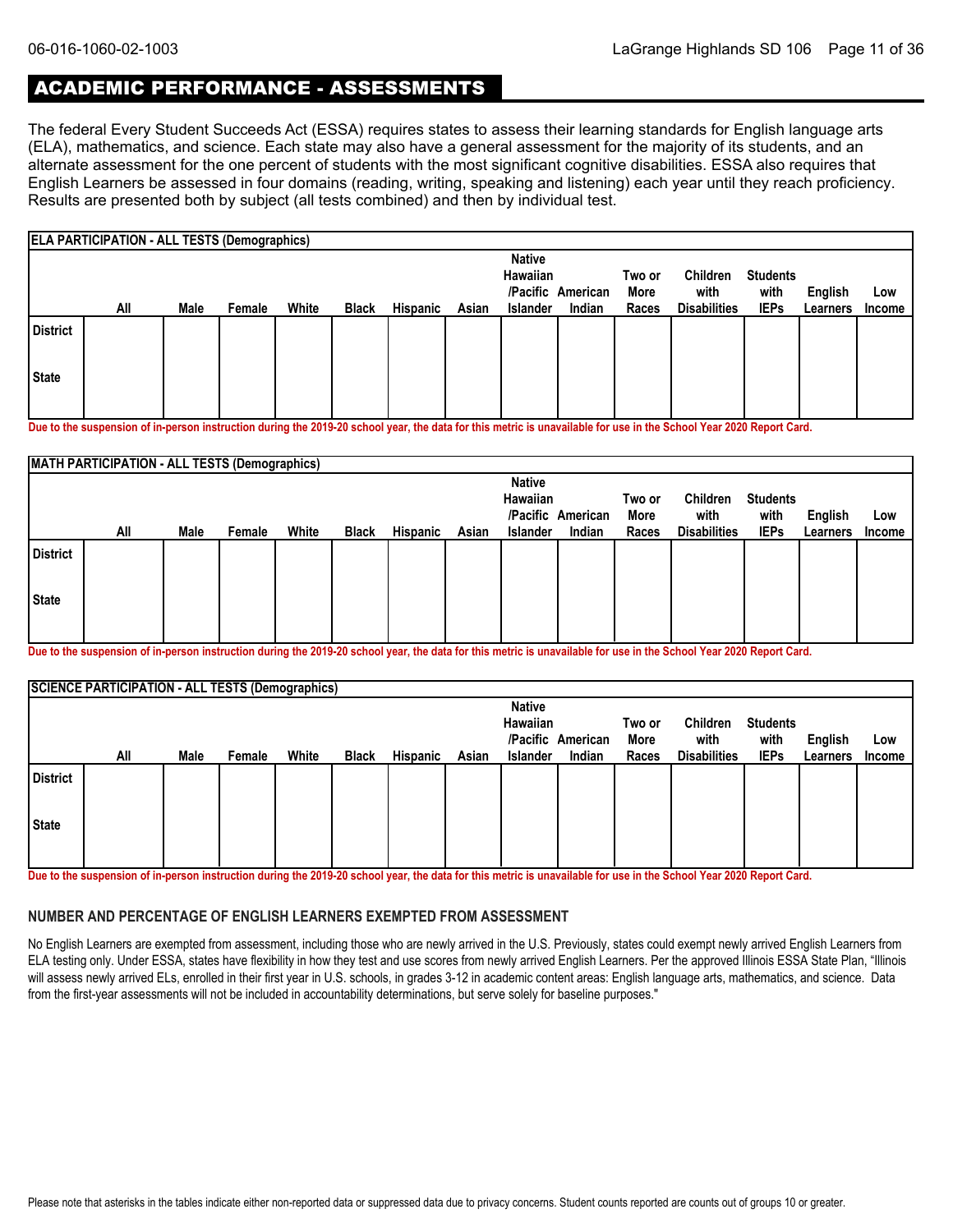## ACADEMIC PERFORMANCE - ASSESSMENTS

The federal Every Student Succeeds Act (ESSA) requires states to assess their learning standards for English language arts (ELA), mathematics, and science. Each state may also have a general assessment for the majority of its students, and an alternate assessment for the one percent of students with the most significant cognitive disabilities. ESSA also requires that English Learners be assessed in four domains (reading, writing, speaking and listening) each year until they reach proficiency. Results are presented both by subject (all tests combined) and then by individual test.

**ELA PARTICIPATION - ALL TESTS (Demographics)**

| | All | Male | Female | White | Black | Hispanic | Asian | Native Hawaiian /Pacific Islander | American Indian | Two or More Races | Children with Disabilities | Students with IEPs | English Learners | Low Income |
|---|---|---|---|---|---|---|---|---|---|---|---|---|---|---|
| District | | | | | | | | | | | | | | |
| State | | | | | | | | | | | | | | |

**Due to the suspension of in-person instruction during the 2019-20 school year, the data for this metric is unavailable for use in the School Year 2020 Report Card.**

**MATH PARTICIPATION - ALL TESTS (Demographics)**

| | All | Male | Female | White | Black | Hispanic | Asian | Native Hawaiian /Pacific Islander | American Indian | Two or More Races | Children with Disabilities | Students with IEPs | English Learners | Low Income |
|---|---|---|---|---|---|---|---|---|---|---|---|---|---|---|
| District | | | | | | | | | | | | | | |
| State | | | | | | | | | | | | | | |

**Due to the suspension of in-person instruction during the 2019-20 school year, the data for this metric is unavailable for use in the School Year 2020 Report Card.**

**SCIENCE PARTICIPATION - ALL TESTS (Demographics)**

| | All | Male | Female | White | Black | Hispanic | Asian | Native Hawaiian /Pacific Islander | American Indian | Two or More Races | Children with Disabilities | Students with IEPs | English Learners | Low Income |
|---|---|---|---|---|---|---|---|---|---|---|---|---|---|---|
| District | | | | | | | | | | | | | | |
| State | | | | | | | | | | | | | | |

**Due to the suspension of in-person instruction during the 2019-20 school year, the data for this metric is unavailable for use in the School Year 2020 Report Card.**

### NUMBER AND PERCENTAGE OF ENGLISH LEARNERS EXEMPTED FROM ASSESSMENT

No English Learners are exempted from assessment, including those who are newly arrived in the U.S. Previously, states could exempt newly arrived English Learners from ELA testing only. Under ESSA, states have flexibility in how they test and use scores from newly arrived English Learners. Per the approved Illinois ESSA State Plan, "Illinois will assess newly arrived ELs, enrolled in their first year in U.S. schools, in grades 3-12 in academic content areas: English language arts, mathematics, and science. Data from the first-year assessments will not be included in accountability determinations, but serve solely for baseline purposes."

Please note that asterisks in the tables indicate either non-reported data or suppressed data due to privacy concerns. Student counts reported are counts out of groups 10 or greater.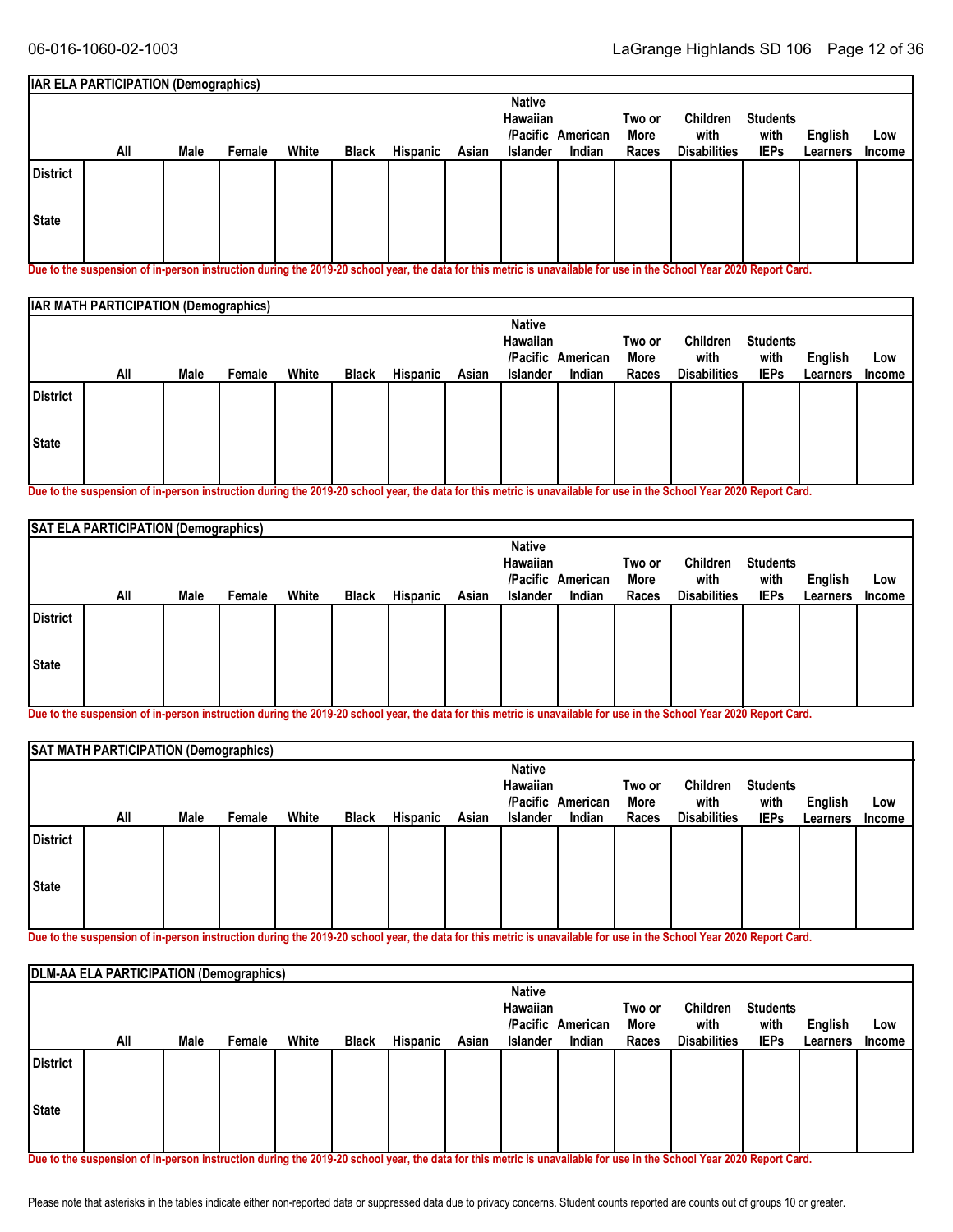| IAR ELA PARTICIPATION (Demographics) | | | | | | | | | | | | | | |
|---|---|---|---|---|---|---|---|---|---|---|---|---|---|---|
| | All | Male | Female | White | Black | Hispanic | Asian | Native Hawaiian /Pacific Islander | American Indian | Two or More Races | Children with Disabilities | Students with IEPs | English Learners | Low Income |
| District | | | | | | | | | | | | | | |
| State | | | | | | | | | | | | | | |

Due to the suspension of in-person instruction during the 2019-20 school year, the data for this metric is unavailable for use in the School Year 2020 Report Card.

| IAR MATH PARTICIPATION (Demographics) | | | | | | | | | | | | | | |
|---|---|---|---|---|---|---|---|---|---|---|---|---|---|---|
| | All | Male | Female | White | Black | Hispanic | Asian | Native Hawaiian /Pacific Islander | American Indian | Two or More Races | Children with Disabilities | Students with IEPs | English Learners | Low Income |
| District | | | | | | | | | | | | | | |
| State | | | | | | | | | | | | | | |

Due to the suspension of in-person instruction during the 2019-20 school year, the data for this metric is unavailable for use in the School Year 2020 Report Card.

| SAT ELA PARTICIPATION (Demographics) | | | | | | | | | | | | | | |
|---|---|---|---|---|---|---|---|---|---|---|---|---|---|---|
| | All | Male | Female | White | Black | Hispanic | Asian | Native Hawaiian /Pacific Islander | American Indian | Two or More Races | Children with Disabilities | Students with IEPs | English Learners | Low Income |
| District | | | | | | | | | | | | | | |
| State | | | | | | | | | | | | | | |

Due to the suspension of in-person instruction during the 2019-20 school year, the data for this metric is unavailable for use in the School Year 2020 Report Card.

| SAT MATH PARTICIPATION (Demographics) | | | | | | | | | | | | | | |
|---|---|---|---|---|---|---|---|---|---|---|---|---|---|---|
| | All | Male | Female | White | Black | Hispanic | Asian | Native Hawaiian /Pacific Islander | American Indian | Two or More Races | Children with Disabilities | Students with IEPs | English Learners | Low Income |
| District | | | | | | | | | | | | | | |
| State | | | | | | | | | | | | | | |

Due to the suspension of in-person instruction during the 2019-20 school year, the data for this metric is unavailable for use in the School Year 2020 Report Card.

| DLM-AA ELA PARTICIPATION (Demographics) | | | | | | | | | | | | | | |
|---|---|---|---|---|---|---|---|---|---|---|---|---|---|---|
| | All | Male | Female | White | Black | Hispanic | Asian | Native Hawaiian /Pacific Islander | American Indian | Two or More Races | Children with Disabilities | Students with IEPs | English Learners | Low Income |
| District | | | | | | | | | | | | | | |
| State | | | | | | | | | | | | | | |

Due to the suspension of in-person instruction during the 2019-20 school year, the data for this metric is unavailable for use in the School Year 2020 Report Card.

Please note that asterisks in the tables indicate either non-reported data or suppressed data due to privacy concerns. Student counts reported are counts out of groups 10 or greater.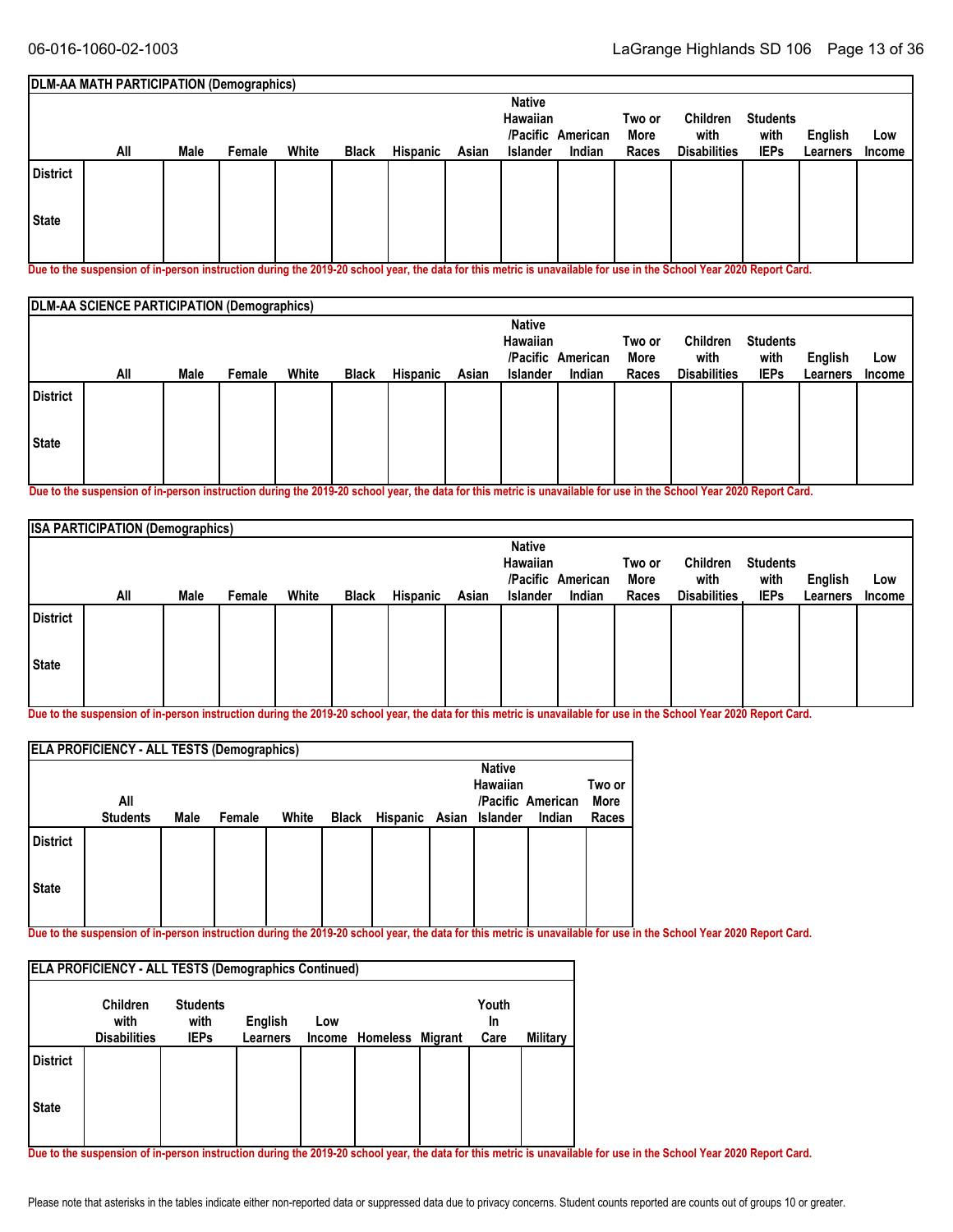| DLM-AA MATH PARTICIPATION (Demographics) | | | | | | | | | | | | | | |
|---|---|---|---|---|---|---|---|---|---|---|---|---|---|---|
| | All | Male | Female | White | Black | Hispanic | Asian | Native Hawaiian /Pacific Islander | American Indian | Two or More Races | Children with Disabilities | Students with IEPs | English Learners | Low Income |
| District | | | | | | | | | | | | | | |
| State | | | | | | | | | | | | | | |

Due to the suspension of in-person instruction during the 2019-20 school year, the data for this metric is unavailable for use in the School Year 2020 Report Card.

| DLM-AA SCIENCE PARTICIPATION (Demographics) | | | | | | | | | | | | | | |
|---|---|---|---|---|---|---|---|---|---|---|---|---|---|---|
| | All | Male | Female | White | Black | Hispanic | Asian | Native Hawaiian /Pacific Islander | American Indian | Two or More Races | Children with Disabilities | Students with IEPs | English Learners | Low Income |
| District | | | | | | | | | | | | | | |
| State | | | | | | | | | | | | | | |

Due to the suspension of in-person instruction during the 2019-20 school year, the data for this metric is unavailable for use in the School Year 2020 Report Card.

| ISA PARTICIPATION (Demographics) | | | | | | | | | | | | | | |
|---|---|---|---|---|---|---|---|---|---|---|---|---|---|---|
| | All | Male | Female | White | Black | Hispanic | Asian | Native Hawaiian /Pacific Islander | American Indian | Two or More Races | Children with Disabilities | Students with IEPs | English Learners | Low Income |
| District | | | | | | | | | | | | | | |
| State | | | | | | | | | | | | | | |

Due to the suspension of in-person instruction during the 2019-20 school year, the data for this metric is unavailable for use in the School Year 2020 Report Card.

| ELA PROFICIENCY - ALL TESTS (Demographics) | | | | | | | | | | |
|---|---|---|---|---|---|---|---|---|---|---|
| | All Students | Male | Female | White | Black | Hispanic | Asian | Native Hawaiian /Pacific Islander | American Indian | Two or More Races |
| District | | | | | | | | | | |
| State | | | | | | | | | | |

Due to the suspension of in-person instruction during the 2019-20 school year, the data for this metric is unavailable for use in the School Year 2020 Report Card.

| ELA PROFICIENCY - ALL TESTS (Demographics Continued) | | | | | | | | |
|---|---|---|---|---|---|---|---|---|
| | Children with Disabilities | Students with IEPs | English Learners | Low Income | Homeless | Migrant | Youth In Care | Military |
| District | | | | | | | | |
| State | | | | | | | | |

Due to the suspension of in-person instruction during the 2019-20 school year, the data for this metric is unavailable for use in the School Year 2020 Report Card.

Please note that asterisks in the tables indicate either non-reported data or suppressed data due to privacy concerns. Student counts reported are counts out of groups 10 or greater.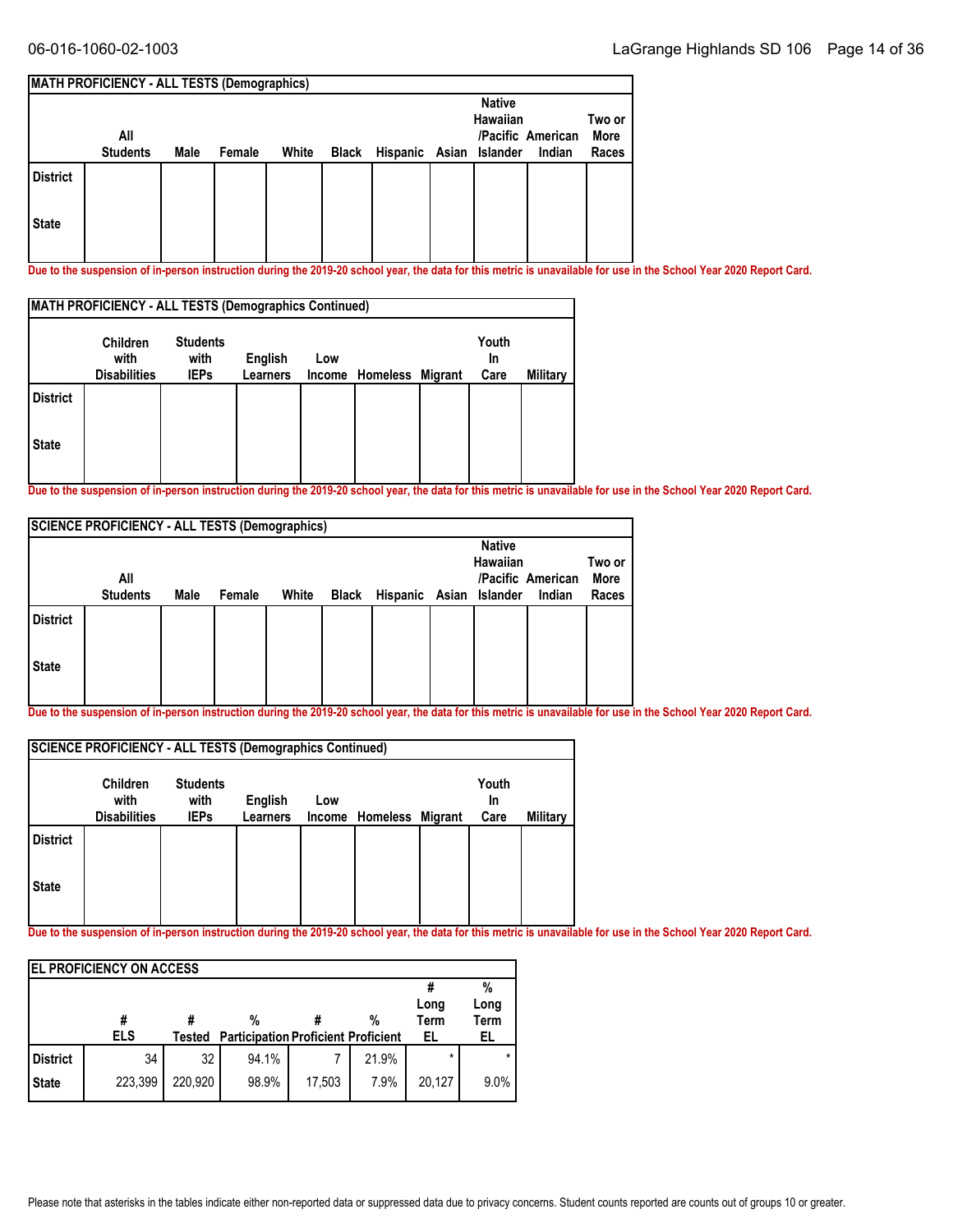| MATH PROFICIENCY - ALL TESTS (Demographics) | | | | | | | | | | |
|---|---|---|---|---|---|---|---|---|---|---|
| | All Students | Male | Female | White | Black | Hispanic | Asian | Native Hawaiian /Pacific Islander | American Indian | Two or More Races |
| District | | | | | | | | | | |
| State | | | | | | | | | | |

Due to the suspension of in-person instruction during the 2019-20 school year, the data for this metric is unavailable for use in the School Year 2020 Report Card.

| MATH PROFICIENCY - ALL TESTS (Demographics Continued) | | | | | | | | |
|---|---|---|---|---|---|---|---|---|
| | Children with Disabilities | Students with IEPs | English Learners | Low Income | Homeless | Migrant | Youth In Care | Military |
| District | | | | | | | | |
| State | | | | | | | | |

Due to the suspension of in-person instruction during the 2019-20 school year, the data for this metric is unavailable for use in the School Year 2020 Report Card.

| SCIENCE PROFICIENCY - ALL TESTS (Demographics) | | | | | | | | | | |
|---|---|---|---|---|---|---|---|---|---|---|
| | All Students | Male | Female | White | Black | Hispanic | Asian | Native Hawaiian /Pacific Islander | American Indian | Two or More Races |
| District | | | | | | | | | | |
| State | | | | | | | | | | |

Due to the suspension of in-person instruction during the 2019-20 school year, the data for this metric is unavailable for use in the School Year 2020 Report Card.

| SCIENCE PROFICIENCY - ALL TESTS (Demographics Continued) | | | | | | | | |
|---|---|---|---|---|---|---|---|---|
| | Children with Disabilities | Students with IEPs | English Learners | Low Income | Homeless | Migrant | Youth In Care | Military |
| District | | | | | | | | |
| State | | | | | | | | |

Due to the suspension of in-person instruction during the 2019-20 school year, the data for this metric is unavailable for use in the School Year 2020 Report Card.

| EL PROFICIENCY ON ACCESS | | | | | | | |
|---|---|---|---|---|---|---|---|
| | # ELS | # Tested | % Participation | # Proficient | % Proficient | # Long Term EL | % Long Term EL |
| District | 34 | 32 | 94.1% | 7 | 21.9% | * | * |
| State | 223,399 | 220,920 | 98.9% | 17,503 | 7.9% | 20,127 | 9.0% |

Please note that asterisks in the tables indicate either non-reported data or suppressed data due to privacy concerns. Student counts reported are counts out of groups 10 or greater.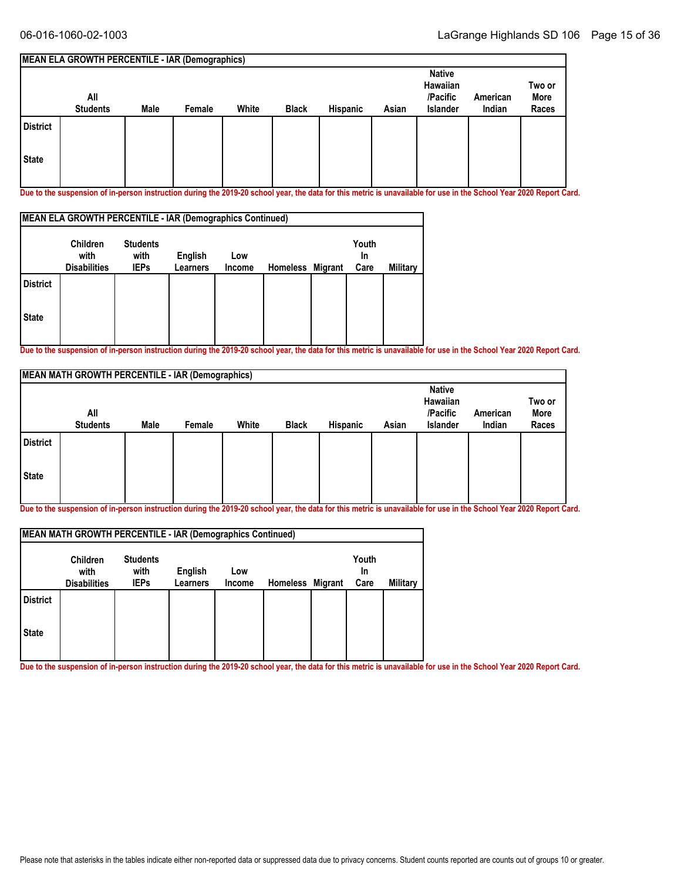**MEAN ELA GROWTH PERCENTILE - IAR (Demographics)**

| | All Students | Male | Female | White | Black | Hispanic | Asian | Native Hawaiian /Pacific Islander | American Indian | Two or More Races |
|---|---|---|---|---|---|---|---|---|---|---|
| District | | | | | | | | | | |
| State | | | | | | | | | | |

Due to the suspension of in-person instruction during the 2019-20 school year, the data for this metric is unavailable for use in the School Year 2020 Report Card.

**MEAN ELA GROWTH PERCENTILE - IAR (Demographics Continued)**

| | Children with Disabilities | Students with IEPs | English Learners | Low Income | Homeless | Migrant | Youth In Care | Military |
|---|---|---|---|---|---|---|---|---|
| District | | | | | | | | |
| State | | | | | | | | |

Due to the suspension of in-person instruction during the 2019-20 school year, the data for this metric is unavailable for use in the School Year 2020 Report Card.

**MEAN MATH GROWTH PERCENTILE - IAR (Demographics)**

| | All Students | Male | Female | White | Black | Hispanic | Asian | Native Hawaiian /Pacific Islander | American Indian | Two or More Races |
|---|---|---|---|---|---|---|---|---|---|---|
| District | | | | | | | | | | |
| State | | | | | | | | | | |

Due to the suspension of in-person instruction during the 2019-20 school year, the data for this metric is unavailable for use in the School Year 2020 Report Card.

**MEAN MATH GROWTH PERCENTILE - IAR (Demographics Continued)**

| | Children with Disabilities | Students with IEPs | English Learners | Low Income | Homeless | Migrant | Youth In Care | Military |
|---|---|---|---|---|---|---|---|---|
| District | | | | | | | | |
| State | | | | | | | | |

Due to the suspension of in-person instruction during the 2019-20 school year, the data for this metric is unavailable for use in the School Year 2020 Report Card.

Please note that asterisks in the tables indicate either non-reported data or suppressed data due to privacy concerns. Student counts reported are counts out of groups 10 or greater.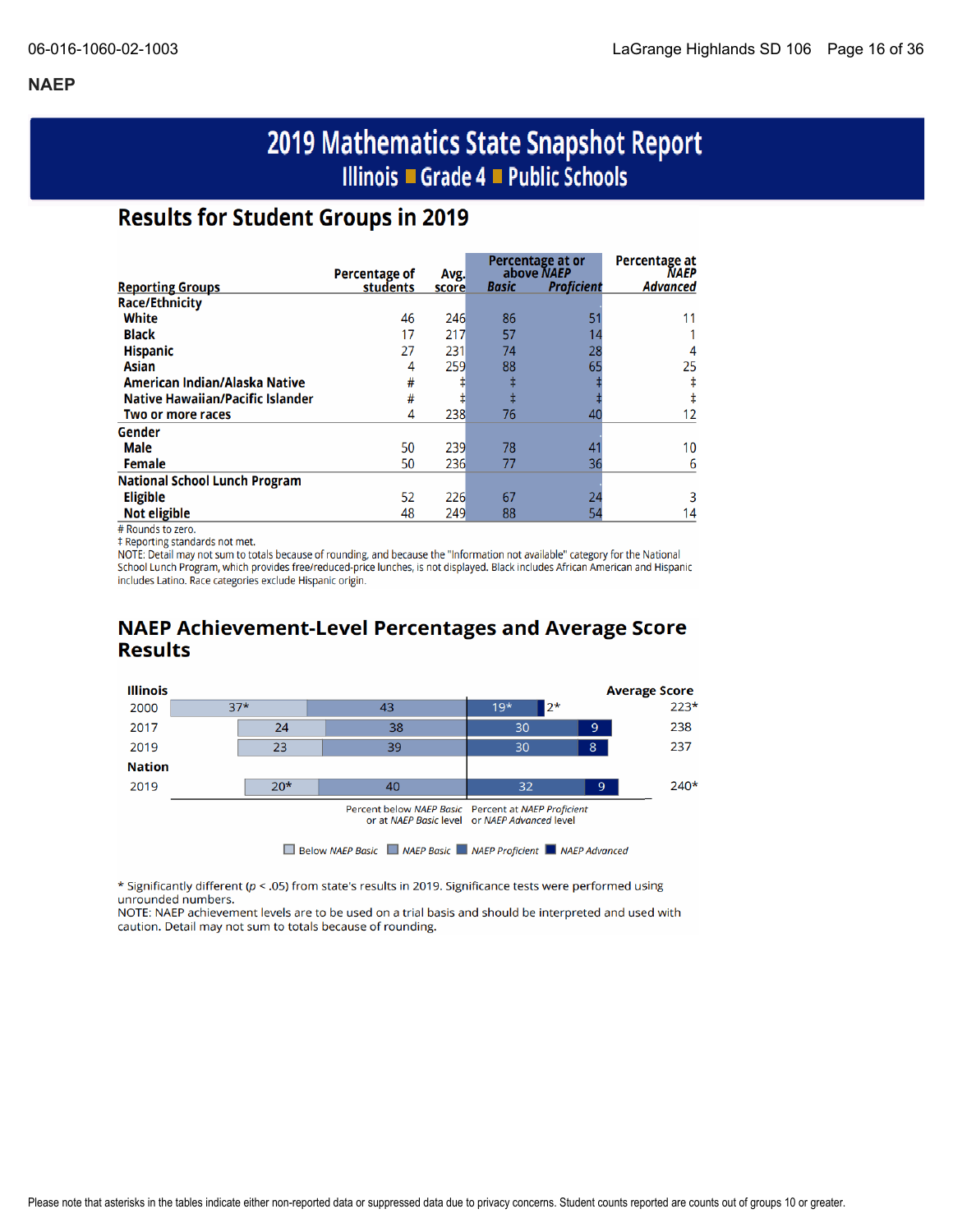## NAEP

# 2019 Mathematics State Snapshot Report

### Illinois ■ Grade 4 ■ Public Schools

## Results for Student Groups in 2019

| Reporting Groups | Percentage of students | Avg. score | Percentage at or above NAEP *Basic* | Percentage at or above NAEP *Proficient* | Percentage at NAEP *Advanced* |
|---|---|---|---|---|---|
| **Race/Ethnicity** | | | | | |
| White | 46 | 246 | 86 | 51 | 11 |
| Black | 17 | 217 | 57 | 14 | 1 |
| Hispanic | 27 | 231 | 74 | 28 | 4 |
| Asian | 4 | 259 | 88 | 65 | 25 |
| American Indian/Alaska Native | # | ‡ | ‡ | ‡ | ‡ |
| Native Hawaiian/Pacific Islander | # | ‡ | ‡ | ‡ | ‡ |
| Two or more races | 4 | 238 | 76 | 40 | 12 |
| **Gender** | | | | | |
| Male | 50 | 239 | 78 | 41 | 10 |
| Female | 50 | 236 | 77 | 36 | 6 |
| **National School Lunch Program** | | | | | |
| Eligible | 52 | 226 | 67 | 24 | 3 |
| Not eligible | 48 | 249 | 88 | 54 | 14 |

# Rounds to zero.
‡ Reporting standards not met.
NOTE: Detail may not sum to totals because of rounding, and because the "Information not available" category for the National School Lunch Program, which provides free/reduced-price lunches, is not displayed. Black includes African American and Hispanic includes Latino. Race categories exclude Hispanic origin.

## NAEP Achievement-Level Percentages and Average Score Results

| | Below NAEP *Basic* | NAEP *Basic* | NAEP *Proficient* | NAEP *Advanced* | Average Score |
|---|---|---|---|---|---|
| **Illinois** | | | | | |
| 2000 | 37* | 43 | 19* | 2* | 223* |
| 2017 | 24 | 38 | 30 | 9 | 238 |
| 2019 | 23 | 39 | 30 | 8 | 237 |
| **Nation** | | | | | |
| 2019 | 20* | 40 | 32 | 9 | 240* |

Percent below *NAEP Basic* or at *NAEP Basic* level | Percent at *NAEP Proficient* or *NAEP Advanced* level

* Significantly different ($p < .05$) from state's results in 2019. Significance tests were performed using unrounded numbers.
NOTE: NAEP achievement levels are to be used on a trial basis and should be interpreted and used with caution. Detail may not sum to totals because of rounding.

Please note that asterisks in the tables indicate either non-reported data or suppressed data due to privacy concerns. Student counts reported are counts out of groups 10 or greater.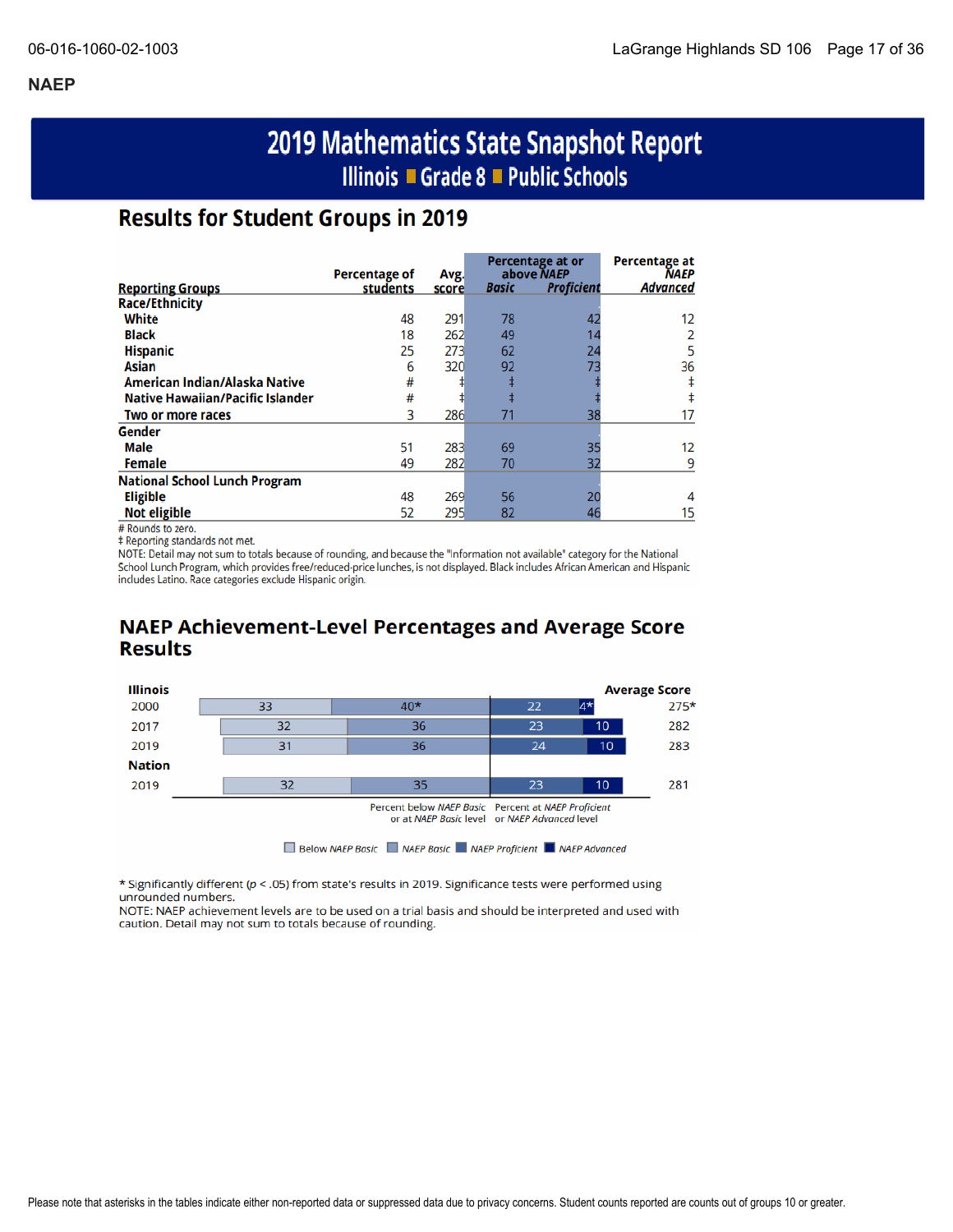## NAEP

# 2019 Mathematics State Snapshot Report

## Illinois ■ Grade 8 ■ Public Schools

### Results for Student Groups in 2019

| Reporting Groups | Percentage of students | Avg. score | Percentage at or above *NAEP* *Basic* | Percentage at or above *NAEP* *Proficient* | Percentage at *NAEP* *Advanced* |
|---|---|---|---|---|---|
| **Race/Ethnicity** | | | | | |
| White | 48 | 291 | 78 | 42 | 12 |
| Black | 18 | 262 | 49 | 14 | 2 |
| Hispanic | 25 | 273 | 62 | 24 | 5 |
| Asian | 6 | 320 | 92 | 73 | 36 |
| American Indian/Alaska Native | # | ‡ | ‡ | ‡ | ‡ |
| Native Hawaiian/Pacific Islander | # | ‡ | ‡ | ‡ | ‡ |
| Two or more races | 3 | 286 | 71 | 38 | 17 |
| **Gender** | | | | | |
| Male | 51 | 283 | 69 | 35 | 12 |
| Female | 49 | 282 | 70 | 32 | 9 |
| **National School Lunch Program** | | | | | |
| Eligible | 48 | 269 | 56 | 20 | 4 |
| Not eligible | 52 | 295 | 82 | 46 | 15 |

\# Rounds to zero.
‡ Reporting standards not met.
NOTE: Detail may not sum to totals because of rounding, and because the "Information not available" category for the National School Lunch Program, which provides free/reduced-price lunches, is not displayed. Black includes African American and Hispanic includes Latino. Race categories exclude Hispanic origin.

### NAEP Achievement-Level Percentages and Average Score Results

| | Below *NAEP Basic* | *NAEP Basic* | *NAEP Proficient* | *NAEP Advanced* | Average Score |
|---|---|---|---|---|---|
| **Illinois** | | | | | |
| 2000 | 33 | 40* | 22 | 4* | 275* |
| 2017 | 32 | 36 | 23 | 10 | 282 |
| 2019 | 31 | 36 | 24 | 10 | 283 |
| **Nation** | | | | | |
| 2019 | 32 | 35 | 23 | 10 | 281 |

Percent below *NAEP Basic* or at *NAEP Basic* level | Percent at *NAEP Proficient* or *NAEP Advanced* level

* Significantly different ($p < .05$) from state's results in 2019. Significance tests were performed using unrounded numbers.
NOTE: NAEP achievement levels are to be used on a trial basis and should be interpreted and used with caution. Detail may not sum to totals because of rounding.

Please note that asterisks in the tables indicate either non-reported data or suppressed data due to privacy concerns. Student counts reported are counts out of groups 10 or greater.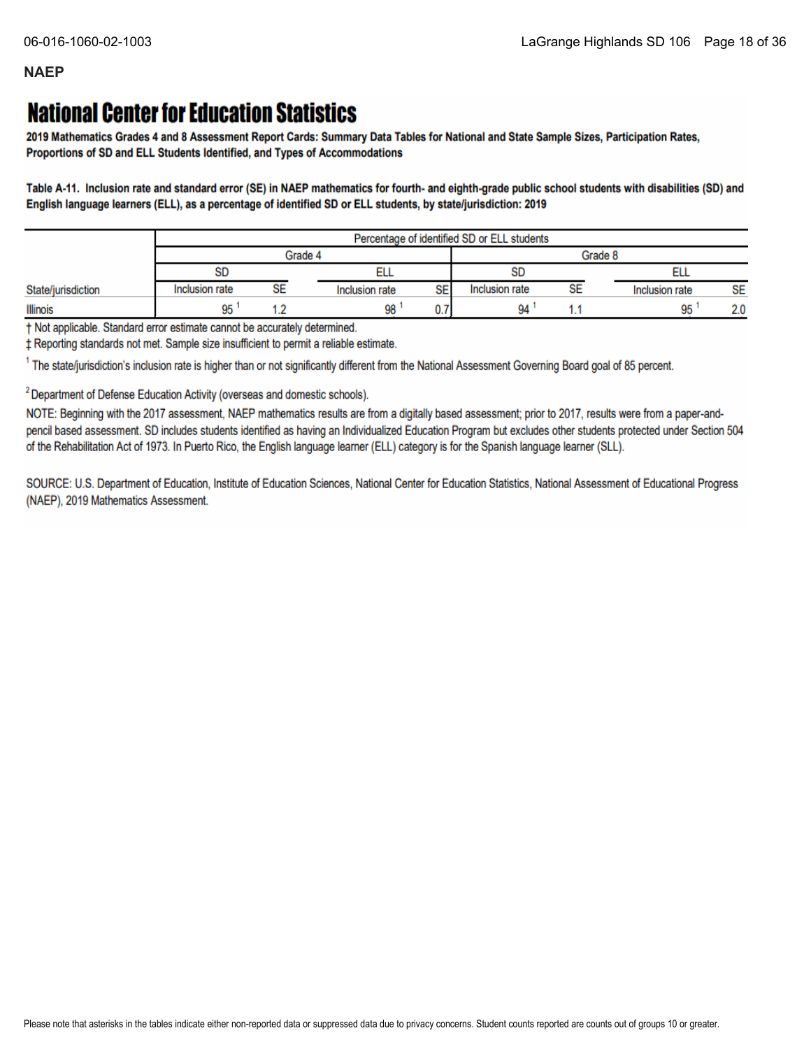## NAEP

# National Center for Education Statistics

**2019 Mathematics Grades 4 and 8 Assessment Report Cards: Summary Data Tables for National and State Sample Sizes, Participation Rates, Proportions of SD and ELL Students Identified, and Types of Accommodations**

**Table A-11. Inclusion rate and standard error (SE) in NAEP mathematics for fourth- and eighth-grade public school students with disabilities (SD) and English language learners (ELL), as a percentage of identified SD or ELL students, by state/jurisdiction: 2019**

| | Percentage of identified SD or ELL students | | | | | | | |
|---|---|---|---|---|---|---|---|---|
| | Grade 4 | | | | Grade 8 | | | |
| | SD | | ELL | | SD | | ELL | |
| State/jurisdiction | Inclusion rate | SE | Inclusion rate | SE | Inclusion rate | SE | Inclusion rate | SE |
| Illinois | 95 [1] | 1.2 | 98 [1] | 0.7 | 94 [1] | 1.1 | 95 [1] | 2.0 |

† Not applicable. Standard error estimate cannot be accurately determined.

‡ Reporting standards not met. Sample size insufficient to permit a reliable estimate.

[1] The state/jurisdiction's inclusion rate is higher than or not significantly different from the National Assessment Governing Board goal of 85 percent.

[2] Department of Defense Education Activity (overseas and domestic schools).

NOTE: Beginning with the 2017 assessment, NAEP mathematics results are from a digitally based assessment; prior to 2017, results were from a paper-and-pencil based assessment. SD includes students identified as having an Individualized Education Program but excludes other students protected under Section 504 of the Rehabilitation Act of 1973. In Puerto Rico, the English language learner (ELL) category is for the Spanish language learner (SLL).

SOURCE: U.S. Department of Education, Institute of Education Sciences, National Center for Education Statistics, National Assessment of Educational Progress (NAEP), 2019 Mathematics Assessment.

Please note that asterisks in the tables indicate either non-reported data or suppressed data due to privacy concerns. Student counts reported are counts out of groups 10 or greater.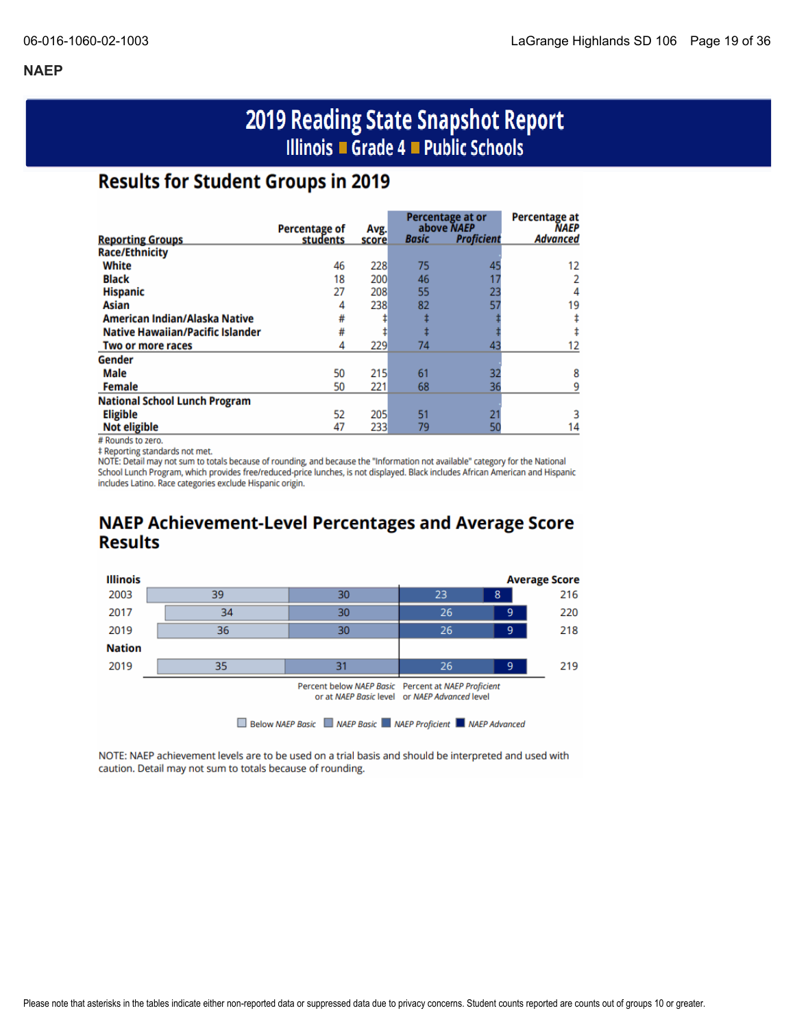## NAEP

# 2019 Reading State Snapshot Report

**Illinois ■ Grade 4 ■ Public Schools**

## Results for Student Groups in 2019

| Reporting Groups | Percentage of students | Avg. score | Percentage at or above *NAEP* *Basic* | Percentage at or above *NAEP* *Proficient* | Percentage at *NAEP* *Advanced* |
|---|---|---|---|---|---|
| **Race/Ethnicity** | | | | | |
| White | 46 | 228 | 75 | 45 | 12 |
| Black | 18 | 200 | 46 | 17 | 2 |
| Hispanic | 27 | 208 | 55 | 23 | 4 |
| Asian | 4 | 238 | 82 | 57 | 19 |
| American Indian/Alaska Native | # | ‡ | ‡ | ‡ | ‡ |
| Native Hawaiian/Pacific Islander | # | ‡ | ‡ | ‡ | ‡ |
| Two or more races | 4 | 229 | 74 | 43 | 12 |
| **Gender** | | | | | |
| Male | 50 | 215 | 61 | 32 | 8 |
| Female | 50 | 221 | 68 | 36 | 9 |
| **National School Lunch Program** | | | | | |
| Eligible | 52 | 205 | 51 | 21 | 3 |
| Not eligible | 47 | 233 | 79 | 50 | 14 |

# Rounds to zero.
‡ Reporting standards not met.
NOTE: Detail may not sum to totals because of rounding, and because the "Information not available" category for the National School Lunch Program, which provides free/reduced-price lunches, is not displayed. Black includes African American and Hispanic includes Latino. Race categories exclude Hispanic origin.

## NAEP Achievement-Level Percentages and Average Score Results

| | Below *NAEP Basic* | *NAEP Basic* | *NAEP Proficient* | *NAEP Advanced* | Average Score |
|---|---|---|---|---|---|
| **Illinois** | | | | | |
| 2003 | 39 | 30 | 23 | 8 | 216 |
| 2017 | 34 | 30 | 26 | 9 | 220 |
| 2019 | 36 | 30 | 26 | 9 | 218 |
| **Nation** | | | | | |
| 2019 | 35 | 31 | 26 | 9 | 219 |

Percent below *NAEP Basic* or at *NAEP Basic* level | Percent at *NAEP Proficient* or *NAEP Advanced* level

NOTE: NAEP achievement levels are to be used on a trial basis and should be interpreted and used with caution. Detail may not sum to totals because of rounding.

Please note that asterisks in the tables indicate either non-reported data or suppressed data due to privacy concerns. Student counts reported are counts out of groups 10 or greater.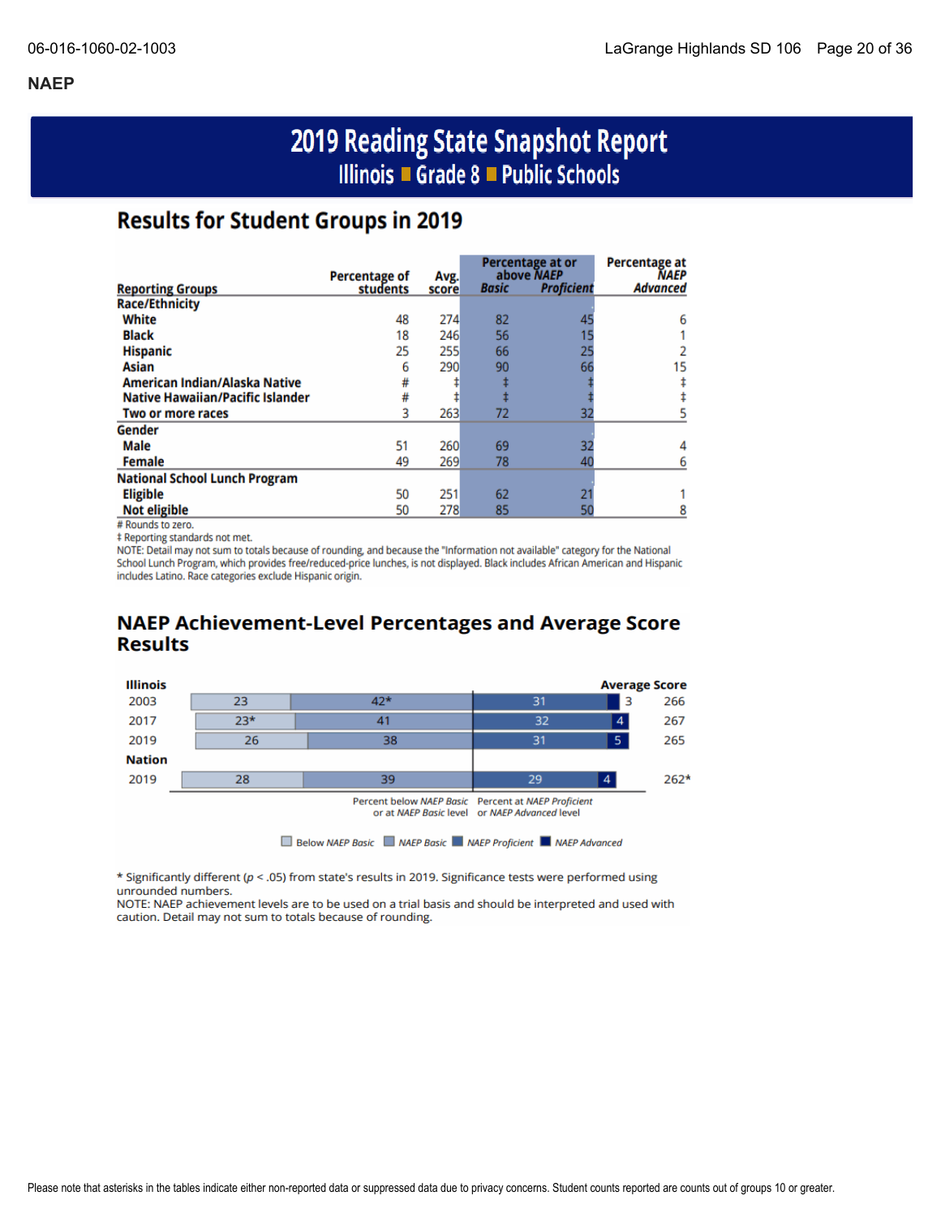## NAEP

# 2019 Reading State Snapshot Report

## Illinois ■ Grade 8 ■ Public Schools

## Results for Student Groups in 2019

| Reporting Groups | Percentage of students | Avg. score | Percentage at or above NAEP *Basic* | Percentage at or above NAEP *Proficient* | Percentage at NAEP *Advanced* |
|---|---|---|---|---|---|
| **Race/Ethnicity** | | | | | |
| White | 48 | 274 | 82 | 45 | 6 |
| Black | 18 | 246 | 56 | 15 | 1 |
| Hispanic | 25 | 255 | 66 | 25 | 2 |
| Asian | 6 | 290 | 90 | 66 | 15 |
| American Indian/Alaska Native | # | ‡ | ‡ | ‡ | ‡ |
| Native Hawaiian/Pacific Islander | # | ‡ | ‡ | ‡ | ‡ |
| Two or more races | 3 | 263 | 72 | 32 | 5 |
| **Gender** | | | | | |
| Male | 51 | 260 | 69 | 32 | 4 |
| Female | 49 | 269 | 78 | 40 | 6 |
| **National School Lunch Program** | | | | | |
| Eligible | 50 | 251 | 62 | 21 | 1 |
| Not eligible | 50 | 278 | 85 | 50 | 8 |

# Rounds to zero.

‡ Reporting standards not met.

NOTE: Detail may not sum to totals because of rounding, and because the "Information not available" category for the National School Lunch Program, which provides free/reduced-price lunches, is not displayed. Black includes African American and Hispanic includes Latino. Race categories exclude Hispanic origin.

## NAEP Achievement-Level Percentages and Average Score Results

| | Below NAEP *Basic* | NAEP *Basic* | NAEP *Proficient* | NAEP *Advanced* | Average Score |
|---|---|---|---|---|---|
| **Illinois** | | | | | |
| 2003 | 23 | 42* | 31 | 3 | 266 |
| 2017 | 23* | 41 | 32 | 4 | 267 |
| 2019 | 26 | 38 | 31 | 5 | 265 |
| **Nation** | | | | | |
| 2019 | 28 | 39 | 29 | 4 | 262* |

Percent below NAEP *Basic* or at NAEP *Basic* level | Percent at NAEP *Proficient* or NAEP *Advanced* level

\* Significantly different ($p < .05$) from state's results in 2019. Significance tests were performed using unrounded numbers.

NOTE: NAEP achievement levels are to be used on a trial basis and should be interpreted and used with caution. Detail may not sum to totals because of rounding.

Please note that asterisks in the tables indicate either non-reported data or suppressed data due to privacy concerns. Student counts reported are counts out of groups 10 or greater.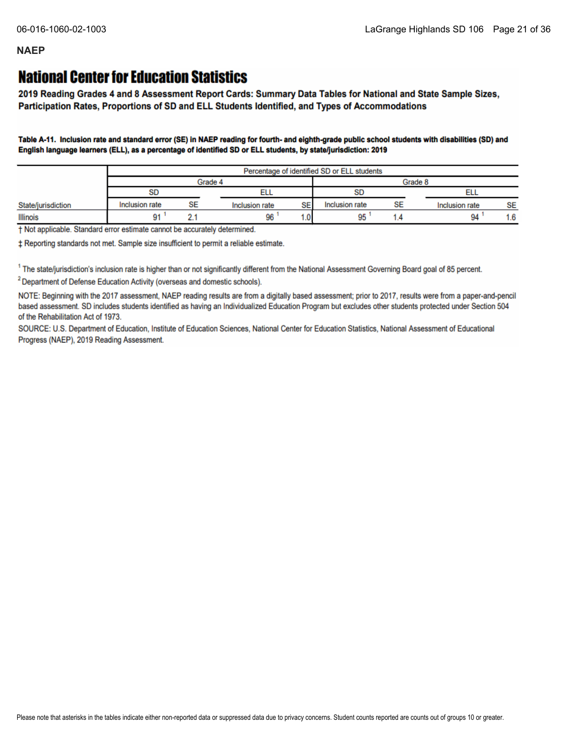## NAEP

# National Center for Education Statistics

**2019 Reading Grades 4 and 8 Assessment Report Cards: Summary Data Tables for National and State Sample Sizes, Participation Rates, Proportions of SD and ELL Students Identified, and Types of Accommodations**

**Table A-11. Inclusion rate and standard error (SE) in NAEP reading for fourth- and eighth-grade public school students with disabilities (SD) and English language learners (ELL), as a percentage of identified SD or ELL students, by state/jurisdiction: 2019**

| | Percentage of identified SD or ELL students | | | | | | | |
|---|---|---|---|---|---|---|---|---|
| | Grade 4 | | | | Grade 8 | | | |
| | SD | | ELL | | SD | | ELL | |
| State/jurisdiction | Inclusion rate | SE | Inclusion rate | SE | Inclusion rate | SE | Inclusion rate | SE |
| Illinois | 91 [1] | 2.1 | 96 [1] | 1.0 | 95 [1] | 1.4 | 94 [1] | 1.6 |

† Not applicable. Standard error estimate cannot be accurately determined.

‡ Reporting standards not met. Sample size insufficient to permit a reliable estimate.

[1] The state/jurisdiction's inclusion rate is higher than or not significantly different from the National Assessment Governing Board goal of 85 percent.

[2] Department of Defense Education Activity (overseas and domestic schools).

NOTE: Beginning with the 2017 assessment, NAEP reading results are from a digitally based assessment; prior to 2017, results were from a paper-and-pencil based assessment. SD includes students identified as having an Individualized Education Program but excludes other students protected under Section 504 of the Rehabilitation Act of 1973.

SOURCE: U.S. Department of Education, Institute of Education Sciences, National Center for Education Statistics, National Assessment of Educational Progress (NAEP), 2019 Reading Assessment.

Please note that asterisks in the tables indicate either non-reported data or suppressed data due to privacy concerns. Student counts reported are counts out of groups 10 or greater.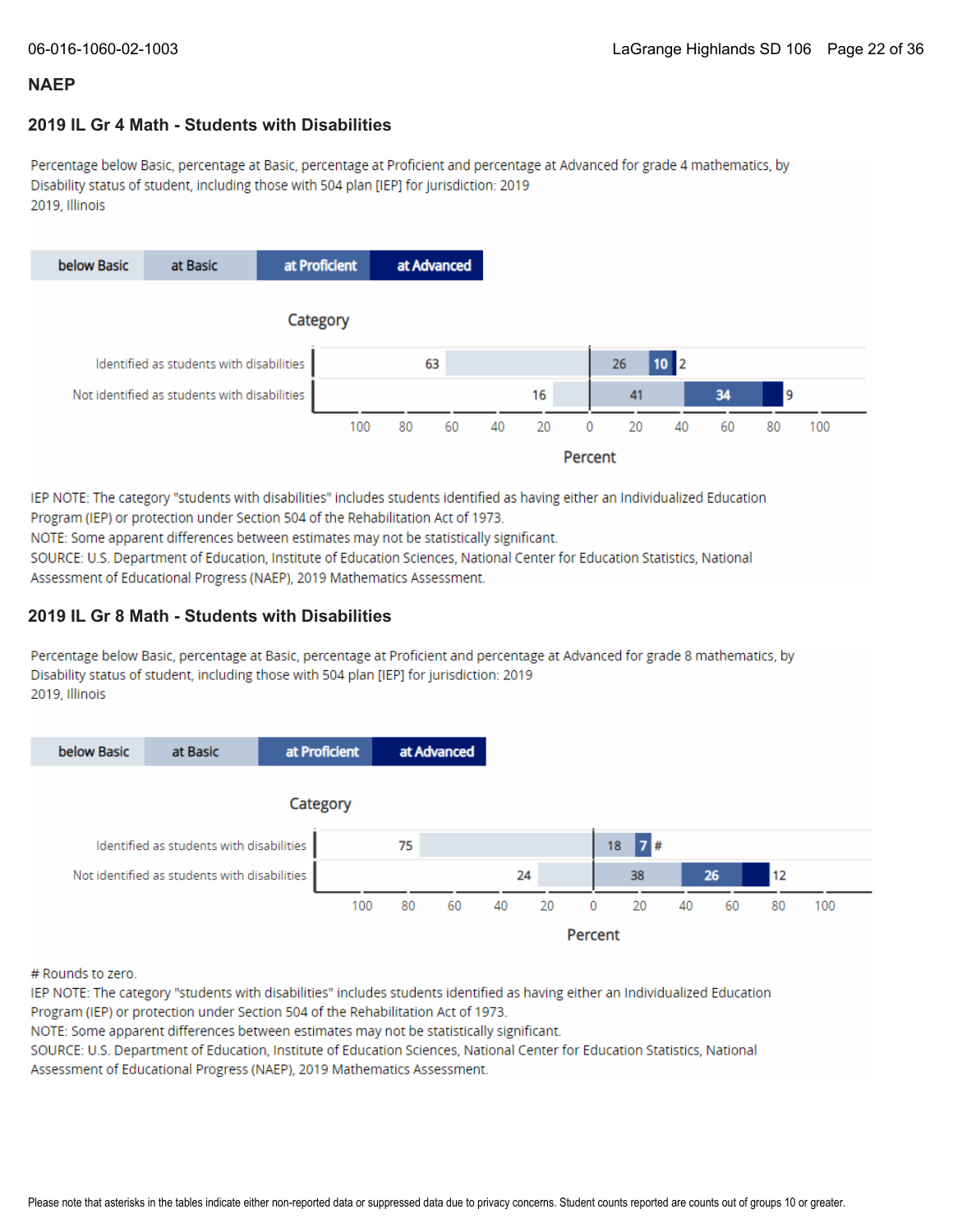## NAEP

### 2019 IL Gr 4 Math - Students with Disabilities

Percentage below Basic, percentage at Basic, percentage at Proficient and percentage at Advanced for grade 4 mathematics, by Disability status of student, including those with 504 plan [IEP] for jurisdiction: 2019
2019, Illinois

| Category | below Basic | at Basic | at Proficient | at Advanced |
| --- | --- | --- | --- | --- |
| Identified as students with disabilities | 63 | 26 | 10 | 2 |
| Not identified as students with disabilities | 16 | 41 | 34 | 9 |

IEP NOTE: The category "students with disabilities" includes students identified as having either an Individualized Education Program (IEP) or protection under Section 504 of the Rehabilitation Act of 1973.
NOTE: Some apparent differences between estimates may not be statistically significant.
SOURCE: U.S. Department of Education, Institute of Education Sciences, National Center for Education Statistics, National Assessment of Educational Progress (NAEP), 2019 Mathematics Assessment.

### 2019 IL Gr 8 Math - Students with Disabilities

Percentage below Basic, percentage at Basic, percentage at Proficient and percentage at Advanced for grade 8 mathematics, by Disability status of student, including those with 504 plan [IEP] for jurisdiction: 2019
2019, Illinois

| Category | below Basic | at Basic | at Proficient | at Advanced |
| --- | --- | --- | --- | --- |
| Identified as students with disabilities | 75 | 18 | 7 | # |
| Not identified as students with disabilities | 24 | 38 | 26 | 12 |

# Rounds to zero.
IEP NOTE: The category "students with disabilities" includes students identified as having either an Individualized Education Program (IEP) or protection under Section 504 of the Rehabilitation Act of 1973.
NOTE: Some apparent differences between estimates may not be statistically significant.
SOURCE: U.S. Department of Education, Institute of Education Sciences, National Center for Education Statistics, National Assessment of Educational Progress (NAEP), 2019 Mathematics Assessment.

Please note that asterisks in the tables indicate either non-reported data or suppressed data due to privacy concerns. Student counts reported are counts out of groups 10 or greater.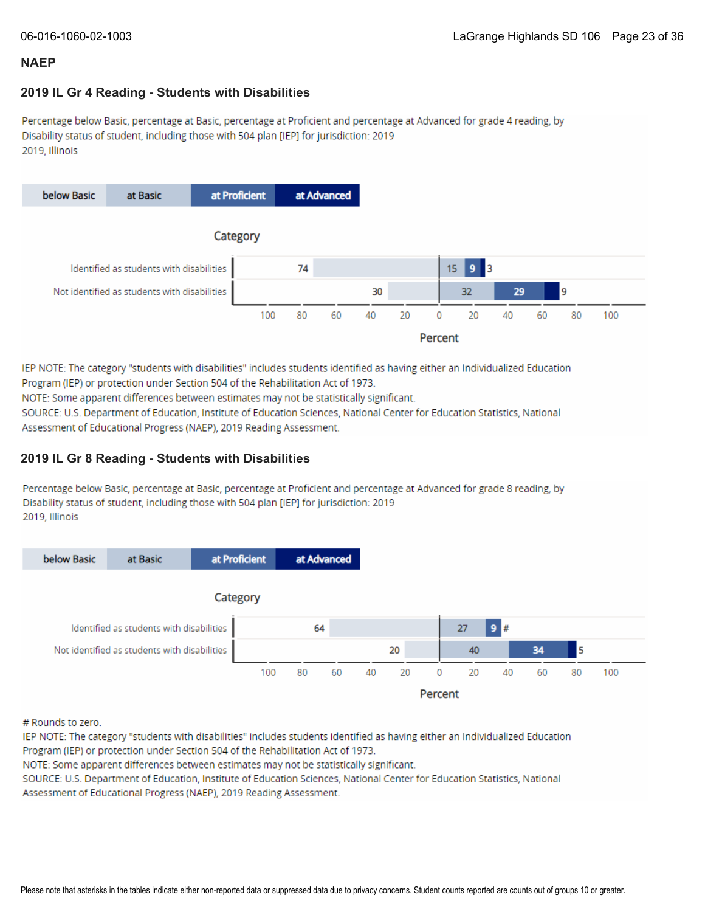## NAEP

### 2019 IL Gr 4 Reading - Students with Disabilities

Percentage below Basic, percentage at Basic, percentage at Proficient and percentage at Advanced for grade 4 reading, by Disability status of student, including those with 504 plan [IEP] for jurisdiction: 2019
2019, Illinois

| Category | below Basic | at Basic | at Proficient | at Advanced |
| --- | --- | --- | --- | --- |
| Identified as students with disabilities | 74 | 15 | 9 | 3 |
| Not identified as students with disabilities | 30 | 32 | 29 | 9 |

Percent

IEP NOTE: The category "students with disabilities" includes students identified as having either an Individualized Education Program (IEP) or protection under Section 504 of the Rehabilitation Act of 1973.
NOTE: Some apparent differences between estimates may not be statistically significant.
SOURCE: U.S. Department of Education, Institute of Education Sciences, National Center for Education Statistics, National Assessment of Educational Progress (NAEP), 2019 Reading Assessment.

### 2019 IL Gr 8 Reading - Students with Disabilities

Percentage below Basic, percentage at Basic, percentage at Proficient and percentage at Advanced for grade 8 reading, by Disability status of student, including those with 504 plan [IEP] for jurisdiction: 2019
2019, Illinois

| Category | below Basic | at Basic | at Proficient | at Advanced |
| --- | --- | --- | --- | --- |
| Identified as students with disabilities | 64 | 27 | 9 | # |
| Not identified as students with disabilities | 20 | 40 | 34 | 5 |

Percent

# Rounds to zero.
IEP NOTE: The category "students with disabilities" includes students identified as having either an Individualized Education Program (IEP) or protection under Section 504 of the Rehabilitation Act of 1973.
NOTE: Some apparent differences between estimates may not be statistically significant.
SOURCE: U.S. Department of Education, Institute of Education Sciences, National Center for Education Statistics, National Assessment of Educational Progress (NAEP), 2019 Reading Assessment.

Please note that asterisks in the tables indicate either non-reported data or suppressed data due to privacy concerns. Student counts reported are counts out of groups 10 or greater.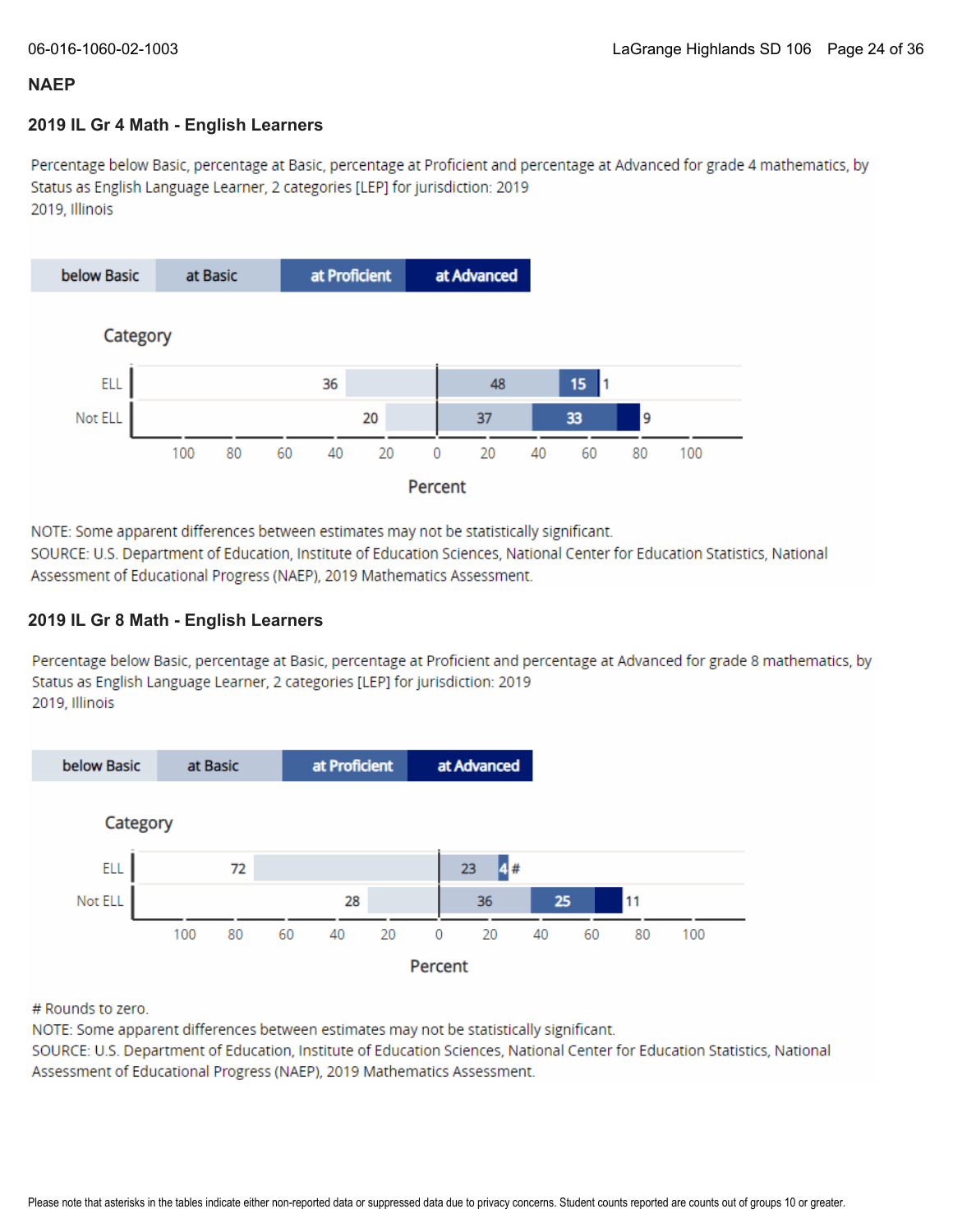## NAEP

### 2019 IL Gr 4 Math - English Learners

Percentage below Basic, percentage at Basic, percentage at Proficient and percentage at Advanced for grade 4 mathematics, by Status as English Language Learner, 2 categories [LEP] for jurisdiction: 2019
2019, Illinois

| Category | below Basic | at Basic | at Proficient | at Advanced |
|---|---|---|---|---|
| ELL | 36 | 48 | 15 | 1 |
| Not ELL | 20 | 37 | 33 | 9 |

Percent

NOTE: Some apparent differences between estimates may not be statistically significant.
SOURCE: U.S. Department of Education, Institute of Education Sciences, National Center for Education Statistics, National Assessment of Educational Progress (NAEP), 2019 Mathematics Assessment.

### 2019 IL Gr 8 Math - English Learners

Percentage below Basic, percentage at Basic, percentage at Proficient and percentage at Advanced for grade 8 mathematics, by Status as English Language Learner, 2 categories [LEP] for jurisdiction: 2019
2019, Illinois

| Category | below Basic | at Basic | at Proficient | at Advanced |
|---|---|---|---|---|
| ELL | 72 | 23 | 4 | # |
| Not ELL | 28 | 36 | 25 | 11 |

Percent

# Rounds to zero.
NOTE: Some apparent differences between estimates may not be statistically significant.
SOURCE: U.S. Department of Education, Institute of Education Sciences, National Center for Education Statistics, National Assessment of Educational Progress (NAEP), 2019 Mathematics Assessment.

Please note that asterisks in the tables indicate either non-reported data or suppressed data due to privacy concerns. Student counts reported are counts out of groups 10 or greater.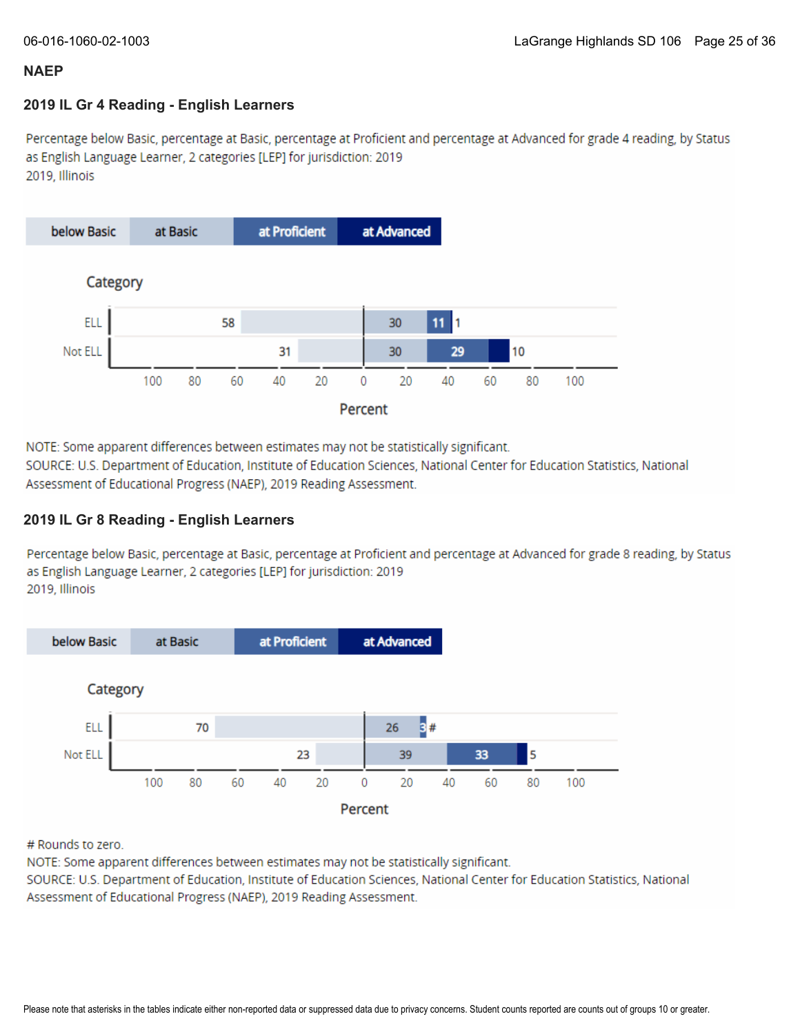## NAEP

### 2019 IL Gr 4 Reading - English Learners

Percentage below Basic, percentage at Basic, percentage at Proficient and percentage at Advanced for grade 4 reading, by Status as English Language Learner, 2 categories [LEP] for jurisdiction: 2019
2019, Illinois

| Category | below Basic | at Basic | at Proficient | at Advanced |
|---|---|---|---|---|
| ELL | 58 | 30 | 11 | 1 |
| Not ELL | 31 | 30 | 29 | 10 |

NOTE: Some apparent differences between estimates may not be statistically significant.
SOURCE: U.S. Department of Education, Institute of Education Sciences, National Center for Education Statistics, National Assessment of Educational Progress (NAEP), 2019 Reading Assessment.

### 2019 IL Gr 8 Reading - English Learners

Percentage below Basic, percentage at Basic, percentage at Proficient and percentage at Advanced for grade 8 reading, by Status as English Language Learner, 2 categories [LEP] for jurisdiction: 2019
2019, Illinois

| Category | below Basic | at Basic | at Proficient | at Advanced |
|---|---|---|---|---|
| ELL | 70 | 26 | 3 | # |
| Not ELL | 23 | 39 | 33 | 5 |

# Rounds to zero.
NOTE: Some apparent differences between estimates may not be statistically significant.
SOURCE: U.S. Department of Education, Institute of Education Sciences, National Center for Education Statistics, National Assessment of Educational Progress (NAEP), 2019 Reading Assessment.

Please note that asterisks in the tables indicate either non-reported data or suppressed data due to privacy concerns. Student counts reported are counts out of groups 10 or greater.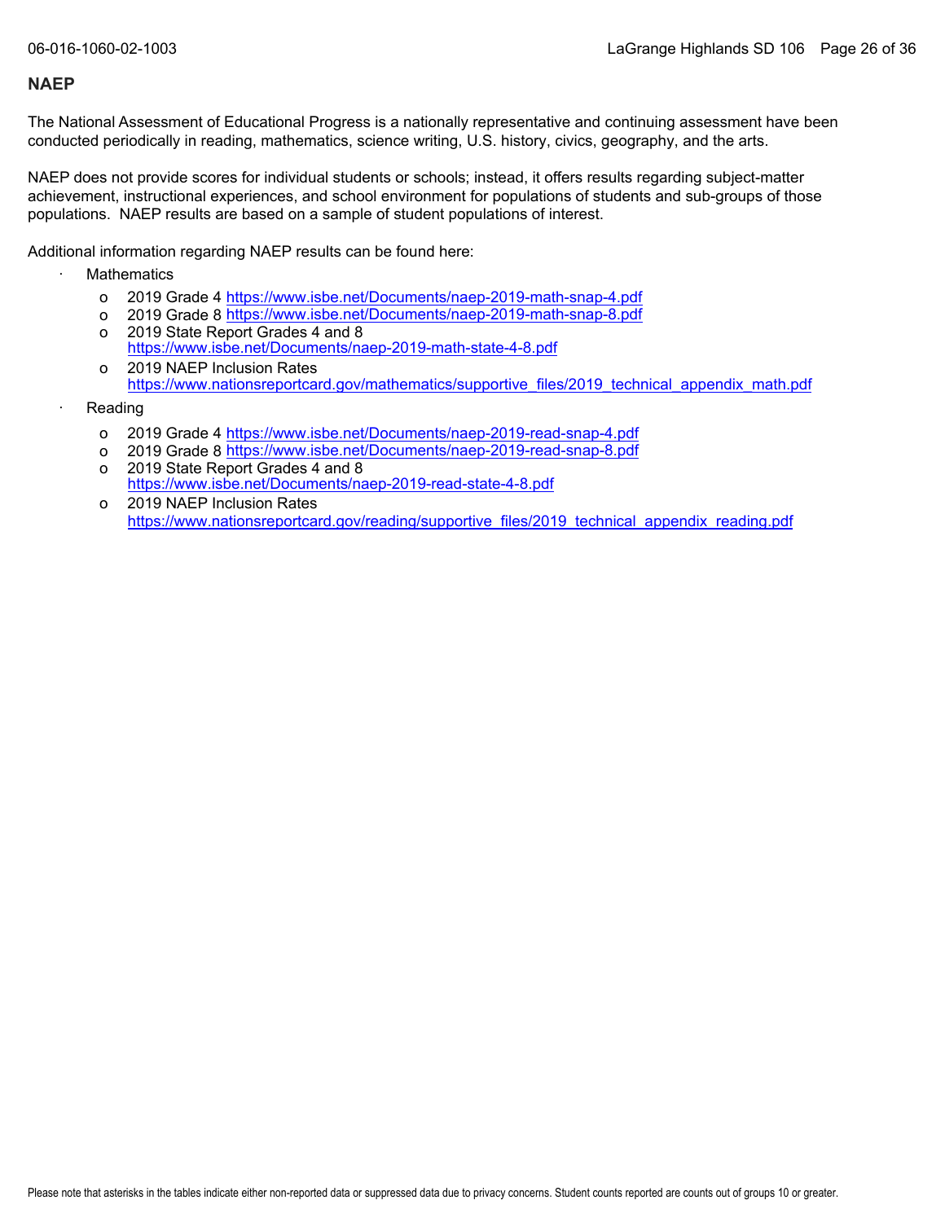## NAEP

The National Assessment of Educational Progress is a nationally representative and continuing assessment have been conducted periodically in reading, mathematics, science writing, U.S. history, civics, geography, and the arts.

NAEP does not provide scores for individual students or schools; instead, it offers results regarding subject-matter achievement, instructional experiences, and school environment for populations of students and sub-groups of those populations. NAEP results are based on a sample of student populations of interest.

Additional information regarding NAEP results can be found here:

- Mathematics
  - 2019 Grade 4 https://www.isbe.net/Documents/naep-2019-math-snap-4.pdf
  - 2019 Grade 8 https://www.isbe.net/Documents/naep-2019-math-snap-8.pdf
  - 2019 State Report Grades 4 and 8 https://www.isbe.net/Documents/naep-2019-math-state-4-8.pdf
  - 2019 NAEP Inclusion Rates https://www.nationsreportcard.gov/mathematics/supportive_files/2019_technical_appendix_math.pdf
- Reading
  - 2019 Grade 4 https://www.isbe.net/Documents/naep-2019-read-snap-4.pdf
  - 2019 Grade 8 https://www.isbe.net/Documents/naep-2019-read-snap-8.pdf
  - 2019 State Report Grades 4 and 8 https://www.isbe.net/Documents/naep-2019-read-state-4-8.pdf
  - 2019 NAEP Inclusion Rates https://www.nationsreportcard.gov/reading/supportive_files/2019_technical_appendix_reading.pdf

Please note that asterisks in the tables indicate either non-reported data or suppressed data due to privacy concerns. Student counts reported are counts out of groups 10 or greater.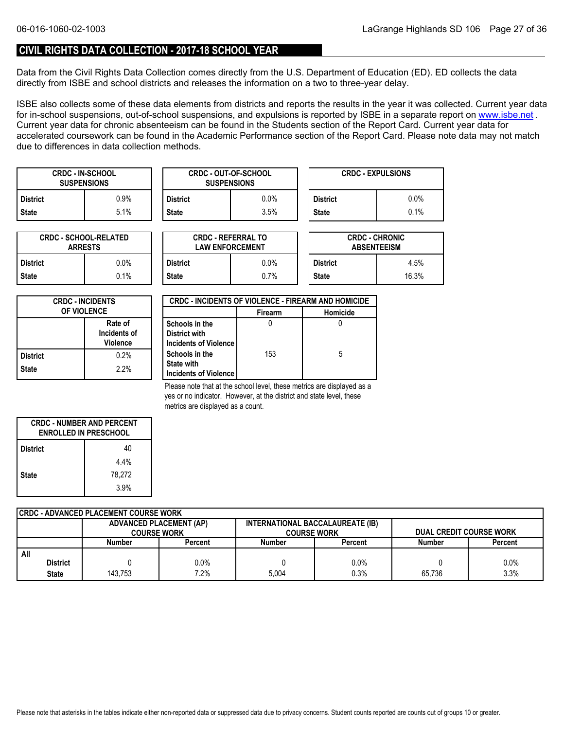## CIVIL RIGHTS DATA COLLECTION - 2017-18 SCHOOL YEAR

Data from the Civil Rights Data Collection comes directly from the U.S. Department of Education (ED). ED collects the data directly from ISBE and school districts and releases the information on a two to three-year delay.

ISBE also collects some of these data elements from districts and reports the results in the year it was collected. Current year data for in-school suspensions, out-of-school suspensions, and expulsions is reported by ISBE in a separate report on www.isbe.net . Current year data for chronic absenteeism can be found in the Students section of the Report Card. Current year data for accelerated coursework can be found in the Academic Performance section of the Report Card. Please note data may not match due to differences in data collection methods.

| CRDC - IN-SCHOOL SUSPENSIONS | |
|---|---|
| District | 0.9% |
| State | 5.1% |

| CRDC - OUT-OF-SCHOOL SUSPENSIONS | |
|---|---|
| District | 0.0% |
| State | 3.5% |

| CRDC - EXPULSIONS | |
|---|---|
| District | 0.0% |
| State | 0.1% |

| CRDC - SCHOOL-RELATED ARRESTS | |
|---|---|
| District | 0.0% |
| State | 0.1% |

| CRDC - REFERRAL TO LAW ENFORCEMENT | |
|---|---|
| District | 0.0% |
| State | 0.7% |

| CRDC - CHRONIC ABSENTEEISM | |
|---|---|
| District | 4.5% |
| State | 16.3% |

| CRDC - INCIDENTS OF VIOLENCE | Rate of Incidents of Violence |
|---|---|
| District | 0.2% |
| State | 2.2% |

| CRDC - INCIDENTS OF VIOLENCE - FIREARM AND HOMICIDE | Firearm | Homicide |
|---|---|---|
| Schools in the District with Incidents of Violence | 0 | 0 |
| Schools in the State with Incidents of Violence | 153 | 5 |

Please note that at the school level, these metrics are displayed as a yes or no indicator. However, at the district and state level, these metrics are displayed as a count.

| CRDC - NUMBER AND PERCENT ENROLLED IN PRESCHOOL | |
|---|---|
| District | 40 |
| | 4.4% |
| State | 78,272 |
| | 3.9% |

| CRDC - ADVANCED PLACEMENT COURSE WORK | ADVANCED PLACEMENT (AP) COURSE WORK | | INTERNATIONAL BACCALAUREATE (IB) COURSE WORK | | DUAL CREDIT COURSE WORK | |
|---|---|---|---|---|---|---|
| | Number | Percent | Number | Percent | Number | Percent |
| All | | | | | | |
| District | 0 | 0.0% | 0 | 0.0% | 0 | 0.0% |
| State | 143,753 | 7.2% | 5,004 | 0.3% | 65,736 | 3.3% |

Please note that asterisks in the tables indicate either non-reported data or suppressed data due to privacy concerns. Student counts reported are counts out of groups 10 or greater.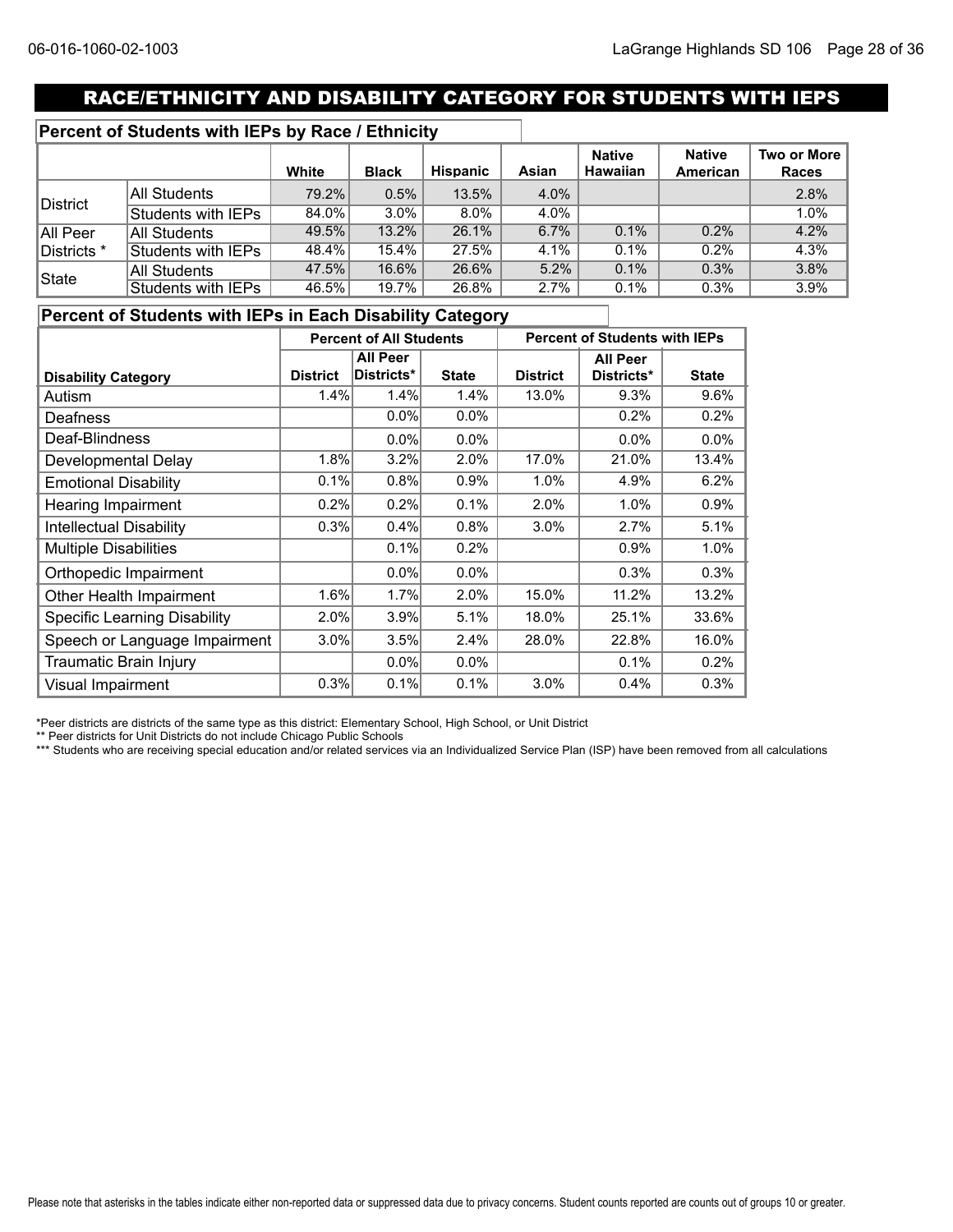# RACE/ETHNICITY AND DISABILITY CATEGORY FOR STUDENTS WITH IEPS

## Percent of Students with IEPs by Race / Ethnicity

| | | White | Black | Hispanic | Asian | Native Hawaiian | Native American | Two or More Races |
|---|---|---|---|---|---|---|---|---|
| District | All Students | 79.2% | 0.5% | 13.5% | 4.0% | | | 2.8% |
| | Students with IEPs | 84.0% | 3.0% | 8.0% | 4.0% | | | 1.0% |
| All Peer Districts * | All Students | 49.5% | 13.2% | 26.1% | 6.7% | 0.1% | 0.2% | 4.2% |
| | Students with IEPs | 48.4% | 15.4% | 27.5% | 4.1% | 0.1% | 0.2% | 4.3% |
| State | All Students | 47.5% | 16.6% | 26.6% | 5.2% | 0.1% | 0.3% | 3.8% |
| | Students with IEPs | 46.5% | 19.7% | 26.8% | 2.7% | 0.1% | 0.3% | 3.9% |

## Percent of Students with IEPs in Each Disability Category

| | Percent of All Students | | | Percent of Students with IEPs | | |
|---|---|---|---|---|---|---|
| Disability Category | District | All Peer Districts* | State | District | All Peer Districts* | State |
| Autism | 1.4% | 1.4% | 1.4% | 13.0% | 9.3% | 9.6% |
| Deafness | | 0.0% | 0.0% | | 0.2% | 0.2% |
| Deaf-Blindness | | 0.0% | 0.0% | | 0.0% | 0.0% |
| Developmental Delay | 1.8% | 3.2% | 2.0% | 17.0% | 21.0% | 13.4% |
| Emotional Disability | 0.1% | 0.8% | 0.9% | 1.0% | 4.9% | 6.2% |
| Hearing Impairment | 0.2% | 0.2% | 0.1% | 2.0% | 1.0% | 0.9% |
| Intellectual Disability | 0.3% | 0.4% | 0.8% | 3.0% | 2.7% | 5.1% |
| Multiple Disabilities | | 0.1% | 0.2% | | 0.9% | 1.0% |
| Orthopedic Impairment | | 0.0% | 0.0% | | 0.3% | 0.3% |
| Other Health Impairment | 1.6% | 1.7% | 2.0% | 15.0% | 11.2% | 13.2% |
| Specific Learning Disability | 2.0% | 3.9% | 5.1% | 18.0% | 25.1% | 33.6% |
| Speech or Language Impairment | 3.0% | 3.5% | 2.4% | 28.0% | 22.8% | 16.0% |
| Traumatic Brain Injury | | 0.0% | 0.0% | | 0.1% | 0.2% |
| Visual Impairment | 0.3% | 0.1% | 0.1% | 3.0% | 0.4% | 0.3% |

*Peer districts are districts of the same type as this district: Elementary School, High School, or Unit District

** Peer districts for Unit Districts do not include Chicago Public Schools

*** Students who are receiving special education and/or related services via an Individualized Service Plan (ISP) have been removed from all calculations

Please note that asterisks in the tables indicate either non-reported data or suppressed data due to privacy concerns. Student counts reported are counts out of groups 10 or greater.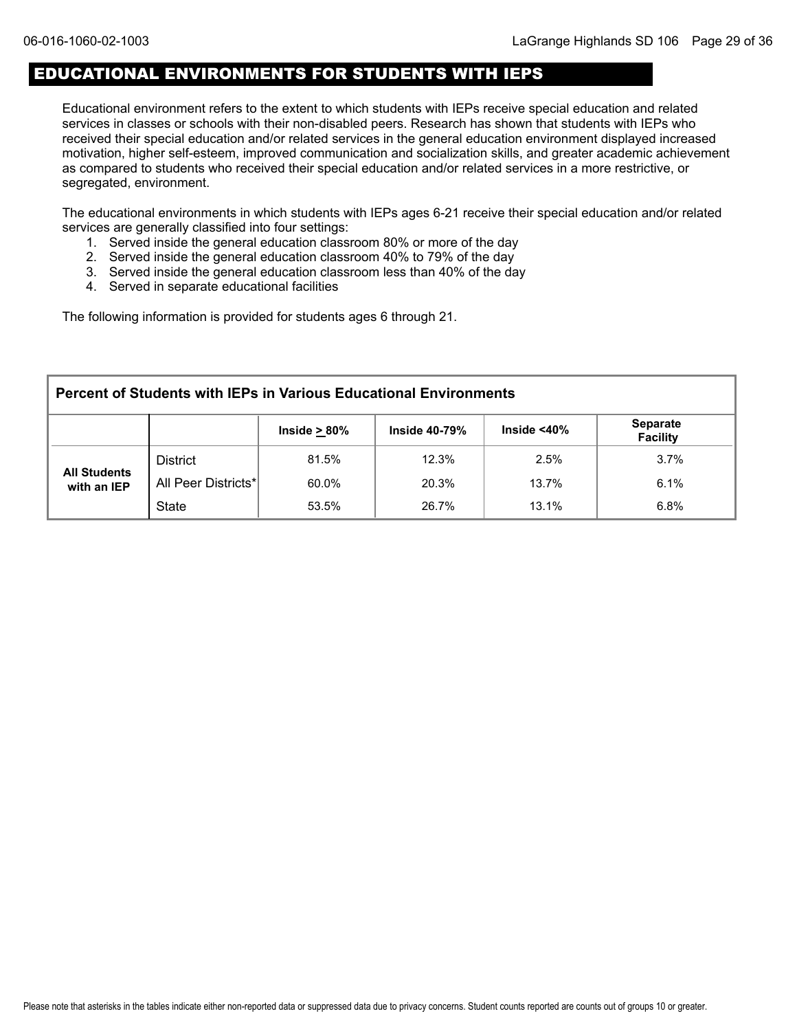# EDUCATIONAL ENVIRONMENTS FOR STUDENTS WITH IEPS

Educational environment refers to the extent to which students with IEPs receive special education and related services in classes or schools with their non-disabled peers. Research has shown that students with IEPs who received their special education and/or related services in the general education environment displayed increased motivation, higher self-esteem, improved communication and socialization skills, and greater academic achievement as compared to students who received their special education and/or related services in a more restrictive, or segregated, environment.

The educational environments in which students with IEPs ages 6-21 receive their special education and/or related services are generally classified into four settings:

1. Served inside the general education classroom 80% or more of the day
2. Served inside the general education classroom 40% to 79% of the day
3. Served inside the general education classroom less than 40% of the day
4. Served in separate educational facilities

The following information is provided for students ages 6 through 21.

**Percent of Students with IEPs in Various Educational Environments**

| | | Inside ≥ 80% | Inside 40-79% | Inside <40% | Separate Facility |
|---|---|---|---|---|---|
| All Students with an IEP | District | 81.5% | 12.3% | 2.5% | 3.7% |
| | All Peer Districts* | 60.0% | 20.3% | 13.7% | 6.1% |
| | State | 53.5% | 26.7% | 13.1% | 6.8% |

Please note that asterisks in the tables indicate either non-reported data or suppressed data due to privacy concerns. Student counts reported are counts out of groups 10 or greater.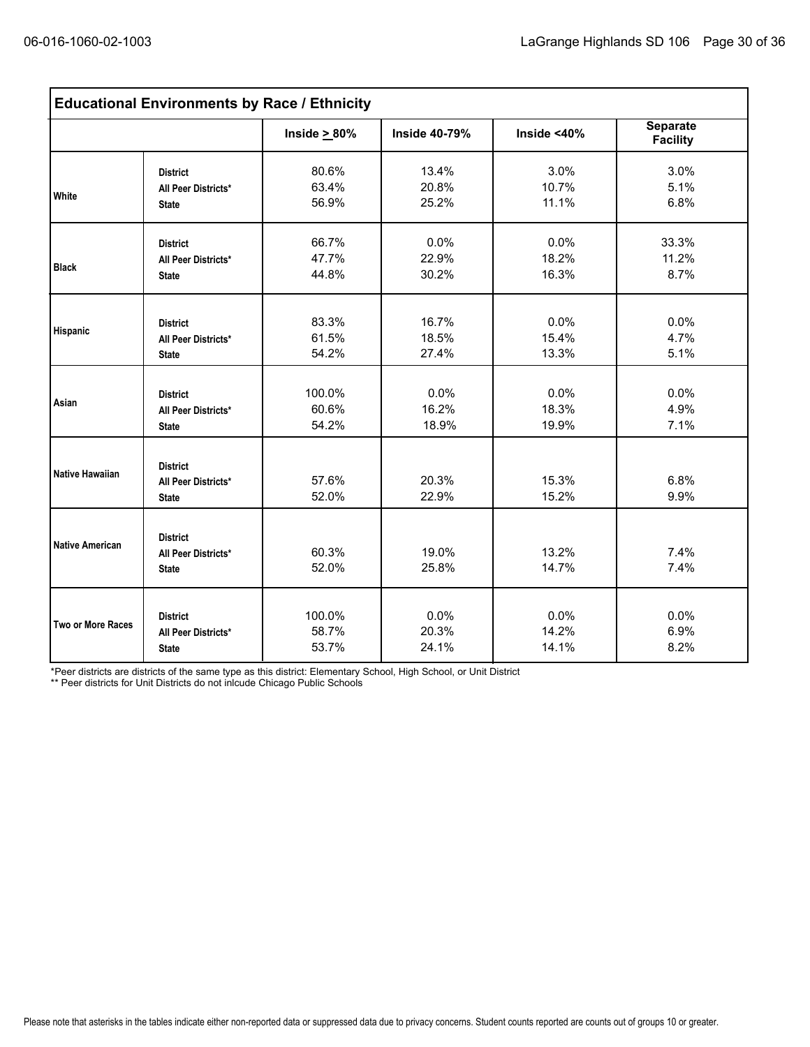## Educational Environments by Race / Ethnicity

| | | Inside ≥ 80% | Inside 40-79% | Inside <40% | Separate Facility |
|---|---|---|---|---|---|
| White | District | 80.6% | 13.4% | 3.0% | 3.0% |
| | All Peer Districts* | 63.4% | 20.8% | 10.7% | 5.1% |
| | State | 56.9% | 25.2% | 11.1% | 6.8% |
| Black | District | 66.7% | 0.0% | 0.0% | 33.3% |
| | All Peer Districts* | 47.7% | 22.9% | 18.2% | 11.2% |
| | State | 44.8% | 30.2% | 16.3% | 8.7% |
| Hispanic | District | 83.3% | 16.7% | 0.0% | 0.0% |
| | All Peer Districts* | 61.5% | 18.5% | 15.4% | 4.7% |
| | State | 54.2% | 27.4% | 13.3% | 5.1% |
| Asian | District | 100.0% | 0.0% | 0.0% | 0.0% |
| | All Peer Districts* | 60.6% | 16.2% | 18.3% | 4.9% |
| | State | 54.2% | 18.9% | 19.9% | 7.1% |
| Native Hawaiian | District | | | | |
| | All Peer Districts* | 57.6% | 20.3% | 15.3% | 6.8% |
| | State | 52.0% | 22.9% | 15.2% | 9.9% |
| Native American | District | | | | |
| | All Peer Districts* | 60.3% | 19.0% | 13.2% | 7.4% |
| | State | 52.0% | 25.8% | 14.7% | 7.4% |
| Two or More Races | District | 100.0% | 0.0% | 0.0% | 0.0% |
| | All Peer Districts* | 58.7% | 20.3% | 14.2% | 6.9% |
| | State | 53.7% | 24.1% | 14.1% | 8.2% |

*Peer districts are districts of the same type as this district: Elementary School, High School, or Unit District

** Peer districts for Unit Districts do not inlcude Chicago Public Schools

Please note that asterisks in the tables indicate either non-reported data or suppressed data due to privacy concerns. Student counts reported are counts out of groups 10 or greater.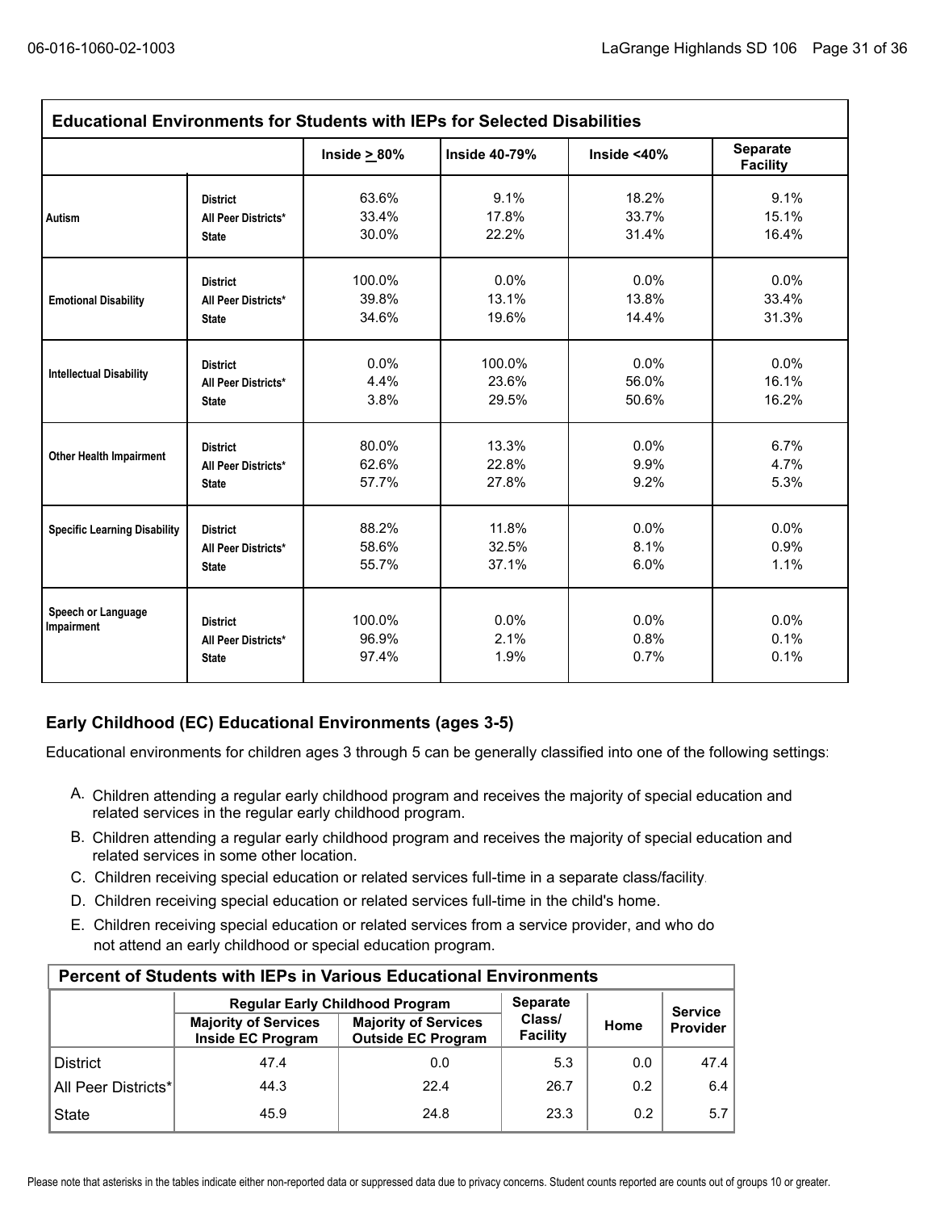## Educational Environments for Students with IEPs for Selected Disabilities

| | | Inside ≥ 80% | Inside 40-79% | Inside <40% | Separate Facility |
|---|---|---|---|---|---|
| Autism | District | 63.6% | 9.1% | 18.2% | 9.1% |
| | All Peer Districts* | 33.4% | 17.8% | 33.7% | 15.1% |
| | State | 30.0% | 22.2% | 31.4% | 16.4% |
| Emotional Disability | District | 100.0% | 0.0% | 0.0% | 0.0% |
| | All Peer Districts* | 39.8% | 13.1% | 13.8% | 33.4% |
| | State | 34.6% | 19.6% | 14.4% | 31.3% |
| Intellectual Disability | District | 0.0% | 100.0% | 0.0% | 0.0% |
| | All Peer Districts* | 4.4% | 23.6% | 56.0% | 16.1% |
| | State | 3.8% | 29.5% | 50.6% | 16.2% |
| Other Health Impairment | District | 80.0% | 13.3% | 0.0% | 6.7% |
| | All Peer Districts* | 62.6% | 22.8% | 9.9% | 4.7% |
| | State | 57.7% | 27.8% | 9.2% | 5.3% |
| Specific Learning Disability | District | 88.2% | 11.8% | 0.0% | 0.0% |
| | All Peer Districts* | 58.6% | 32.5% | 8.1% | 0.9% |
| | State | 55.7% | 37.1% | 6.0% | 1.1% |
| Speech or Language Impairment | District | 100.0% | 0.0% | 0.0% | 0.0% |
| | All Peer Districts* | 96.9% | 2.1% | 0.8% | 0.1% |
| | State | 97.4% | 1.9% | 0.7% | 0.1% |

### Early Childhood (EC) Educational Environments (ages 3-5)

Educational environments for children ages 3 through 5 can be generally classified into one of the following settings:

A. Children attending a regular early childhood program and receives the majority of special education and related services in the regular early childhood program.
B. Children attending a regular early childhood program and receives the majority of special education and related services in some other location.
C. Children receiving special education or related services full-time in a separate class/facility.
D. Children receiving special education or related services full-time in the child's home.
E. Children receiving special education or related services from a service provider, and who do not attend an early childhood or special education program.

**Percent of Students with IEPs in Various Educational Environments**

| | Regular Early Childhood Program | | Separate Class/ Facility | Home | Service Provider |
|---|---|---|---|---|---|
| | Majority of Services Inside EC Program | Majority of Services Outside EC Program | | | |
| District | 47.4 | 0.0 | 5.3 | 0.0 | 47.4 |
| All Peer Districts* | 44.3 | 22.4 | 26.7 | 0.2 | 6.4 |
| State | 45.9 | 24.8 | 23.3 | 0.2 | 5.7 |

Please note that asterisks in the tables indicate either non-reported data or suppressed data due to privacy concerns. Student counts reported are counts out of groups 10 or greater.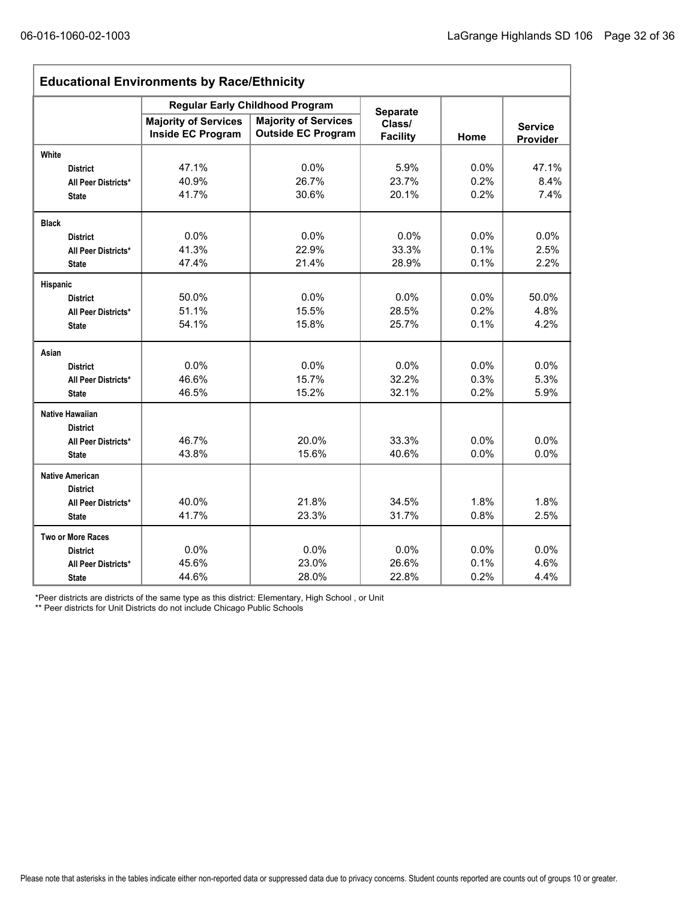## Educational Environments by Race/Ethnicity

| | Regular Early Childhood Program | | Separate Class/ Facility | Home | Service Provider |
|---|---|---|---|---|---|
| | Majority of Services Inside EC Program | Majority of Services Outside EC Program | | | |
| **White** | | | | | |
| District | 47.1% | 0.0% | 5.9% | 0.0% | 47.1% |
| All Peer Districts* | 40.9% | 26.7% | 23.7% | 0.2% | 8.4% |
| State | 41.7% | 30.6% | 20.1% | 0.2% | 7.4% |
| **Black** | | | | | |
| District | 0.0% | 0.0% | 0.0% | 0.0% | 0.0% |
| All Peer Districts* | 41.3% | 22.9% | 33.3% | 0.1% | 2.5% |
| State | 47.4% | 21.4% | 28.9% | 0.1% | 2.2% |
| **Hispanic** | | | | | |
| District | 50.0% | 0.0% | 0.0% | 0.0% | 50.0% |
| All Peer Districts* | 51.1% | 15.5% | 28.5% | 0.2% | 4.8% |
| State | 54.1% | 15.8% | 25.7% | 0.1% | 4.2% |
| **Asian** | | | | | |
| District | 0.0% | 0.0% | 0.0% | 0.0% | 0.0% |
| All Peer Districts* | 46.6% | 15.7% | 32.2% | 0.3% | 5.3% |
| State | 46.5% | 15.2% | 32.1% | 0.2% | 5.9% |
| **Native Hawaiian** | | | | | |
| District | | | | | |
| All Peer Districts* | 46.7% | 20.0% | 33.3% | 0.0% | 0.0% |
| State | 43.8% | 15.6% | 40.6% | 0.0% | 0.0% |
| **Native American** | | | | | |
| District | | | | | |
| All Peer Districts* | 40.0% | 21.8% | 34.5% | 1.8% | 1.8% |
| State | 41.7% | 23.3% | 31.7% | 0.8% | 2.5% |
| **Two or More Races** | | | | | |
| District | 0.0% | 0.0% | 0.0% | 0.0% | 0.0% |
| All Peer Districts* | 45.6% | 23.0% | 26.6% | 0.1% | 4.6% |
| State | 44.6% | 28.0% | 22.8% | 0.2% | 4.4% |

*Peer districts are districts of the same type as this district: Elementary, High School , or Unit

** Peer districts for Unit Districts do not include Chicago Public Schools

Please note that asterisks in the tables indicate either non-reported data or suppressed data due to privacy concerns. Student counts reported are counts out of groups 10 or greater.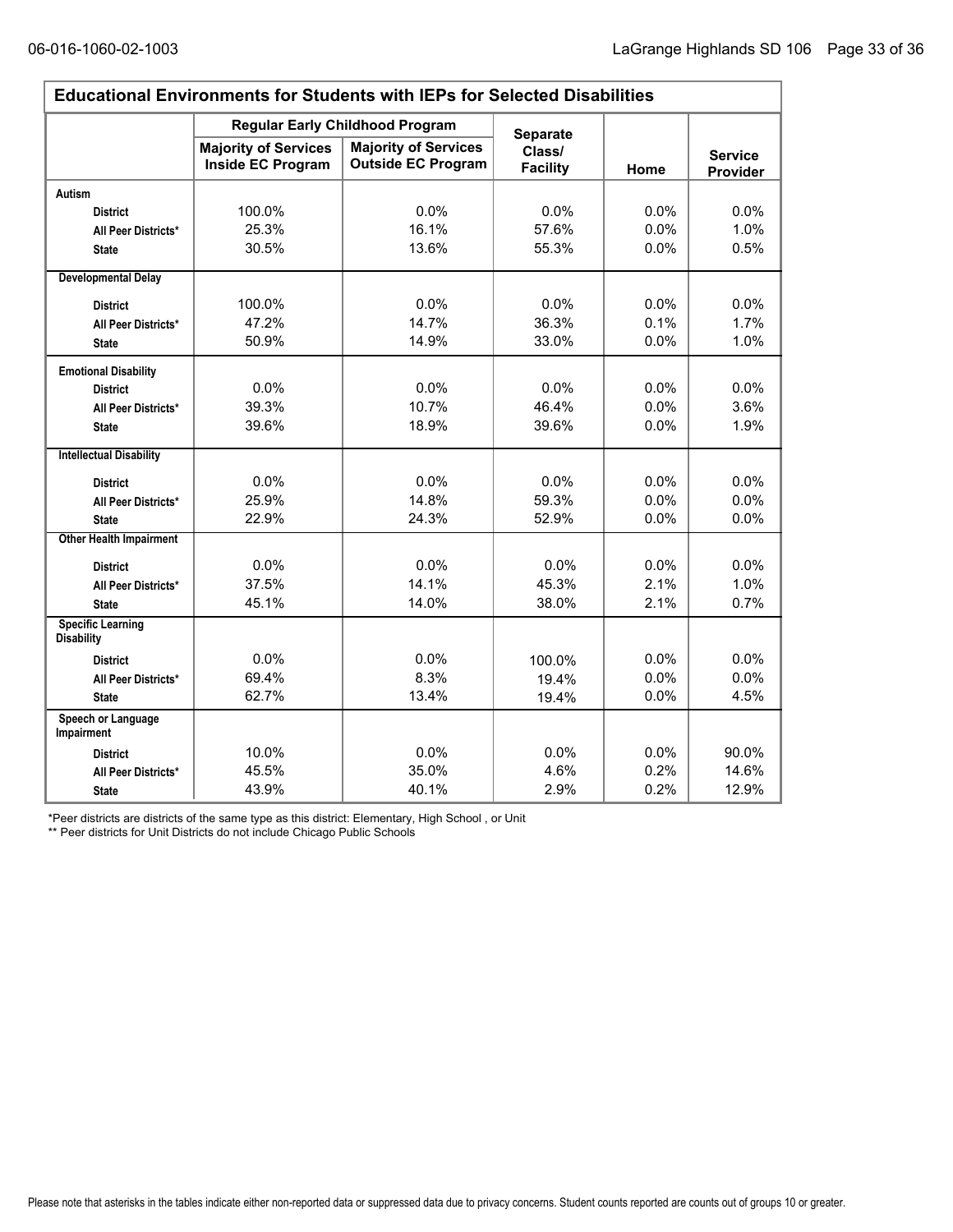## Educational Environments for Students with IEPs for Selected Disabilities

| | Regular Early Childhood Program | | Separate Class/ Facility | Home | Service Provider |
|---|---|---|---|---|---|
| | Majority of Services Inside EC Program | Majority of Services Outside EC Program | | | |
| **Autism** | | | | | |
| District | 100.0% | 0.0% | 0.0% | 0.0% | 0.0% |
| All Peer Districts* | 25.3% | 16.1% | 57.6% | 0.0% | 1.0% |
| State | 30.5% | 13.6% | 55.3% | 0.0% | 0.5% |
| **Developmental Delay** | | | | | |
| District | 100.0% | 0.0% | 0.0% | 0.0% | 0.0% |
| All Peer Districts* | 47.2% | 14.7% | 36.3% | 0.1% | 1.7% |
| State | 50.9% | 14.9% | 33.0% | 0.0% | 1.0% |
| **Emotional Disability** | | | | | |
| District | 0.0% | 0.0% | 0.0% | 0.0% | 0.0% |
| All Peer Districts* | 39.3% | 10.7% | 46.4% | 0.0% | 3.6% |
| State | 39.6% | 18.9% | 39.6% | 0.0% | 1.9% |
| **Intellectual Disability** | | | | | |
| District | 0.0% | 0.0% | 0.0% | 0.0% | 0.0% |
| All Peer Districts* | 25.9% | 14.8% | 59.3% | 0.0% | 0.0% |
| State | 22.9% | 24.3% | 52.9% | 0.0% | 0.0% |
| **Other Health Impairment** | | | | | |
| District | 0.0% | 0.0% | 0.0% | 0.0% | 0.0% |
| All Peer Districts* | 37.5% | 14.1% | 45.3% | 2.1% | 1.0% |
| State | 45.1% | 14.0% | 38.0% | 2.1% | 0.7% |
| **Specific Learning Disability** | | | | | |
| District | 0.0% | 0.0% | 100.0% | 0.0% | 0.0% |
| All Peer Districts* | 69.4% | 8.3% | 19.4% | 0.0% | 0.0% |
| State | 62.7% | 13.4% | 19.4% | 0.0% | 4.5% |
| **Speech or Language Impairment** | | | | | |
| District | 10.0% | 0.0% | 0.0% | 0.0% | 90.0% |
| All Peer Districts* | 45.5% | 35.0% | 4.6% | 0.2% | 14.6% |
| State | 43.9% | 40.1% | 2.9% | 0.2% | 12.9% |

*Peer districts are districts of the same type as this district: Elementary, High School , or Unit

** Peer districts for Unit Districts do not include Chicago Public Schools

Please note that asterisks in the tables indicate either non-reported data or suppressed data due to privacy concerns. Student counts reported are counts out of groups 10 or greater.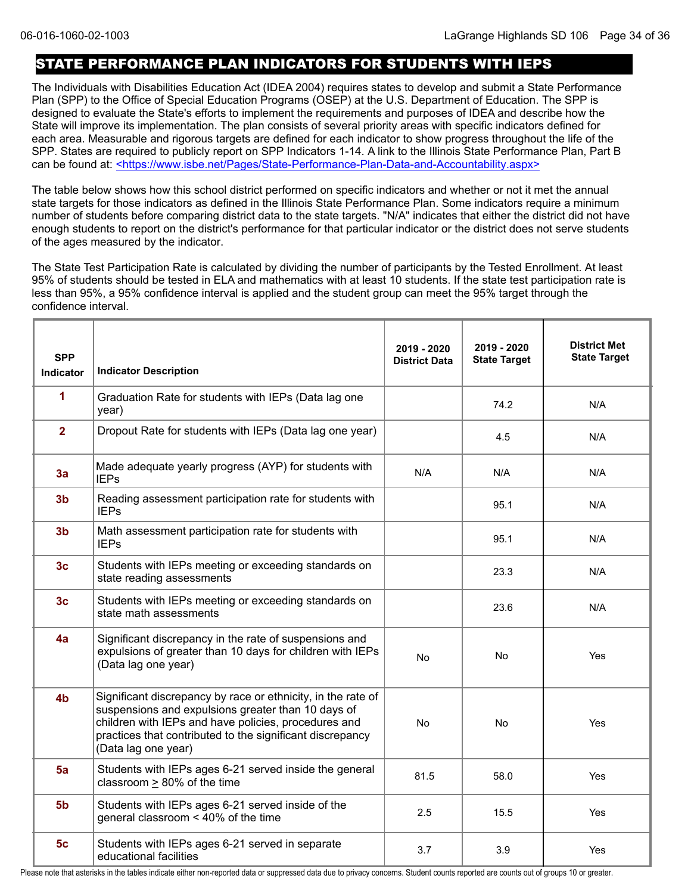## STATE PERFORMANCE PLAN INDICATORS FOR STUDENTS WITH IEPS

The Individuals with Disabilities Education Act (IDEA 2004) requires states to develop and submit a State Performance Plan (SPP) to the Office of Special Education Programs (OSEP) at the U.S. Department of Education. The SPP is designed to evaluate the State's efforts to implement the requirements and purposes of IDEA and describe how the State will improve its implementation. The plan consists of several priority areas with specific indicators defined for each area. Measurable and rigorous targets are defined for each indicator to show progress throughout the life of the SPP. States are required to publicly report on SPP Indicators 1-14. A link to the Illinois State Performance Plan, Part B can be found at: <https://www.isbe.net/Pages/State-Performance-Plan-Data-and-Accountability.aspx>

The table below shows how this school district performed on specific indicators and whether or not it met the annual state targets for those indicators as defined in the Illinois State Performance Plan. Some indicators require a minimum number of students before comparing district data to the state targets. "N/A" indicates that either the district did not have enough students to report on the district's performance for that particular indicator or the district does not serve students of the ages measured by the indicator.

The State Test Participation Rate is calculated by dividing the number of participants by the Tested Enrollment. At least 95% of students should be tested in ELA and mathematics with at least 10 students. If the state test participation rate is less than 95%, a 95% confidence interval is applied and the student group can meet the 95% target through the confidence interval.

| SPP Indicator | Indicator Description | 2019 - 2020 District Data | 2019 - 2020 State Target | District Met State Target |
|---|---|---|---|---|
| 1 | Graduation Rate for students with IEPs (Data lag one year) | | 74.2 | N/A |
| 2 | Dropout Rate for students with IEPs (Data lag one year) | | 4.5 | N/A |
| 3a | Made adequate yearly progress (AYP) for students with IEPs | N/A | N/A | N/A |
| 3b | Reading assessment participation rate for students with IEPs | | 95.1 | N/A |
| 3b | Math assessment participation rate for students with IEPs | | 95.1 | N/A |
| 3c | Students with IEPs meeting or exceeding standards on state reading assessments | | 23.3 | N/A |
| 3c | Students with IEPs meeting or exceeding standards on state math assessments | | 23.6 | N/A |
| 4a | Significant discrepancy in the rate of suspensions and expulsions of greater than 10 days for children with IEPs (Data lag one year) | No | No | Yes |
| 4b | Significant discrepancy by race or ethnicity, in the rate of suspensions and expulsions greater than 10 days of children with IEPs and have policies, procedures and practices that contributed to the significant discrepancy (Data lag one year) | No | No | Yes |
| 5a | Students with IEPs ages 6-21 served inside the general classroom ≥ 80% of the time | 81.5 | 58.0 | Yes |
| 5b | Students with IEPs ages 6-21 served inside of the general classroom < 40% of the time | 2.5 | 15.5 | Yes |
| 5c | Students with IEPs ages 6-21 served in separate educational facilities | 3.7 | 3.9 | Yes |

Please note that asterisks in the tables indicate either non-reported data or suppressed data due to privacy concerns. Student counts reported are counts out of groups 10 or greater.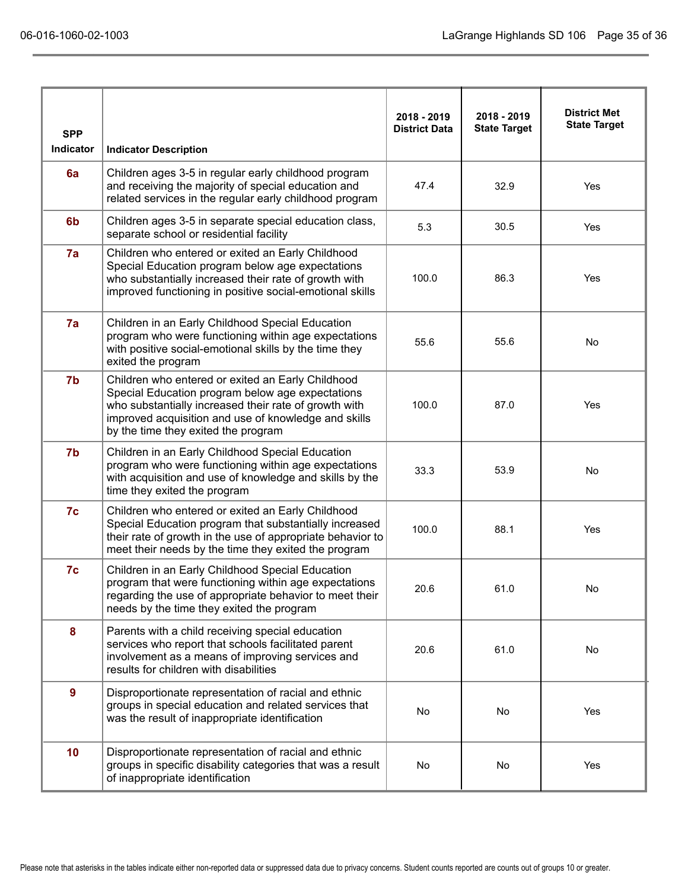| SPP Indicator | Indicator Description | 2018 - 2019 District Data | 2018 - 2019 State Target | District Met State Target |
|---|---|---|---|---|
| 6a | Children ages 3-5 in regular early childhood program and receiving the majority of special education and related services in the regular early childhood program | 47.4 | 32.9 | Yes |
| 6b | Children ages 3-5 in separate special education class, separate school or residential facility | 5.3 | 30.5 | Yes |
| 7a | Children who entered or exited an Early Childhood Special Education program below age expectations who substantially increased their rate of growth with improved functioning in positive social-emotional skills | 100.0 | 86.3 | Yes |
| 7a | Children in an Early Childhood Special Education program who were functioning within age expectations with positive social-emotional skills by the time they exited the program | 55.6 | 55.6 | No |
| 7b | Children who entered or exited an Early Childhood Special Education program below age expectations who substantially increased their rate of growth with improved acquisition and use of knowledge and skills by the time they exited the program | 100.0 | 87.0 | Yes |
| 7b | Children in an Early Childhood Special Education program who were functioning within age expectations with acquisition and use of knowledge and skills by the time they exited the program | 33.3 | 53.9 | No |
| 7c | Children who entered or exited an Early Childhood Special Education program that substantially increased their rate of growth in the use of appropriate behavior to meet their needs by the time they exited the program | 100.0 | 88.1 | Yes |
| 7c | Children in an Early Childhood Special Education program that were functioning within age expectations regarding the use of appropriate behavior to meet their needs by the time they exited the program | 20.6 | 61.0 | No |
| 8 | Parents with a child receiving special education services who report that schools facilitated parent involvement as a means of improving services and results for children with disabilities | 20.6 | 61.0 | No |
| 9 | Disproportionate representation of racial and ethnic groups in special education and related services that was the result of inappropriate identification | No | No | Yes |
| 10 | Disproportionate representation of racial and ethnic groups in specific disability categories that was a result of inappropriate identification | No | No | Yes |

Please note that asterisks in the tables indicate either non-reported data or suppressed data due to privacy concerns. Student counts reported are counts out of groups 10 or greater.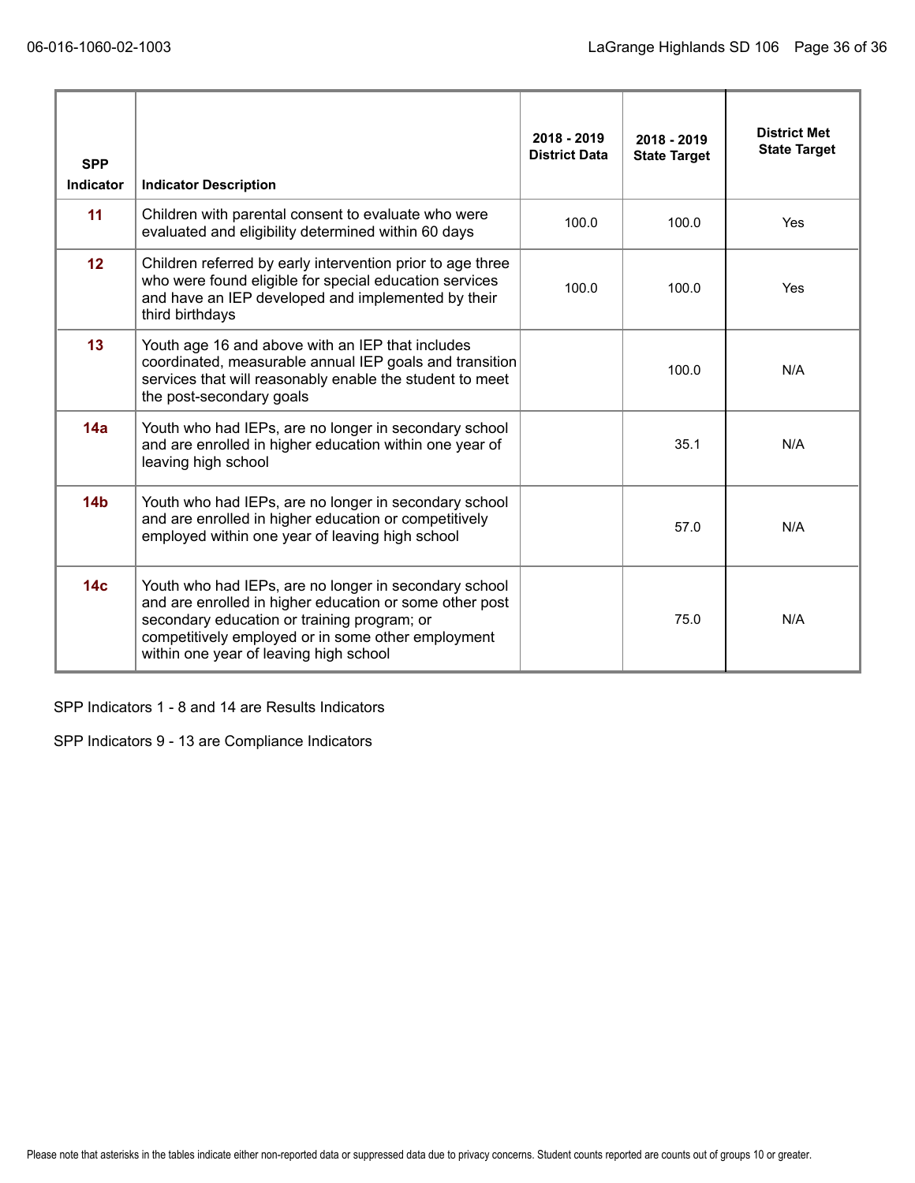| SPP Indicator | Indicator Description | 2018 - 2019 District Data | 2018 - 2019 State Target | District Met State Target |
|---|---|---|---|---|
| 11 | Children with parental consent to evaluate who were evaluated and eligibility determined within 60 days | 100.0 | 100.0 | Yes |
| 12 | Children referred by early intervention prior to age three who were found eligible for special education services and have an IEP developed and implemented by their third birthdays | 100.0 | 100.0 | Yes |
| 13 | Youth age 16 and above with an IEP that includes coordinated, measurable annual IEP goals and transition services that will reasonably enable the student to meet the post-secondary goals | | 100.0 | N/A |
| 14a | Youth who had IEPs, are no longer in secondary school and are enrolled in higher education within one year of leaving high school | | 35.1 | N/A |
| 14b | Youth who had IEPs, are no longer in secondary school and are enrolled in higher education or competitively employed within one year of leaving high school | | 57.0 | N/A |
| 14c | Youth who had IEPs, are no longer in secondary school and are enrolled in higher education or some other post secondary education or training program; or competitively employed or in some other employment within one year of leaving high school | | 75.0 | N/A |

SPP Indicators 1 - 8 and 14 are Results Indicators

SPP Indicators 9 - 13 are Compliance Indicators

Please note that asterisks in the tables indicate either non-reported data or suppressed data due to privacy concerns. Student counts reported are counts out of groups 10 or greater.